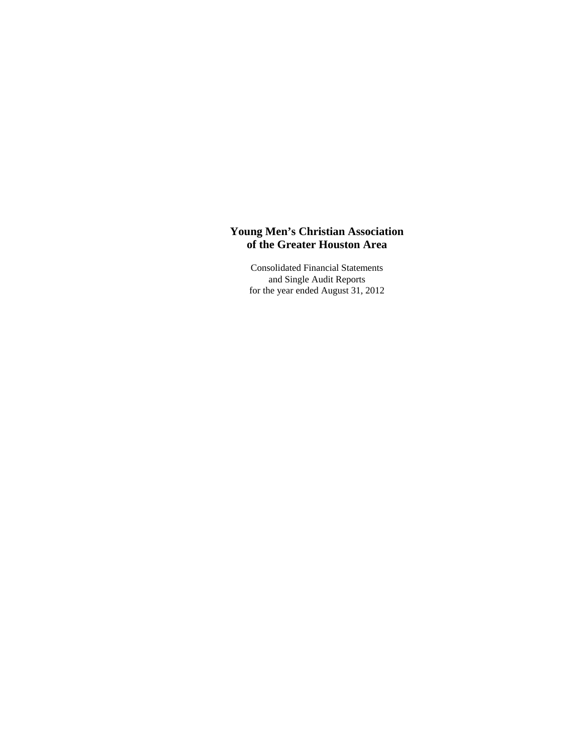# Young Men's Christian Association of the Greater Houston Area

Consolidated Financial Statements
and Single Audit Reports
for the year ended August 31, 2012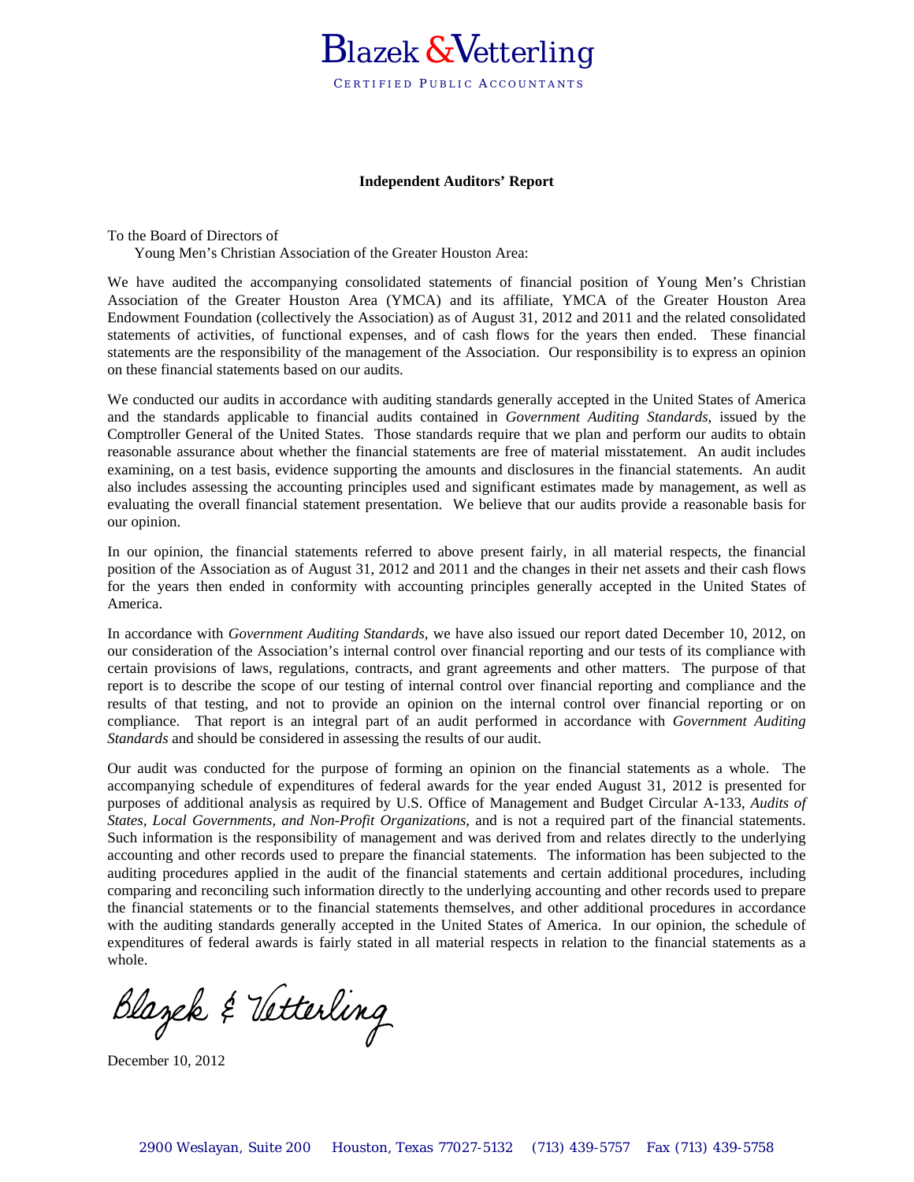Blazek & Vetterling

CERTIFIED PUBLIC ACCOUNTANTS

**Independent Auditors' Report**

To the Board of Directors of
Young Men's Christian Association of the Greater Houston Area:

We have audited the accompanying consolidated statements of financial position of Young Men's Christian Association of the Greater Houston Area (YMCA) and its affiliate, YMCA of the Greater Houston Area Endowment Foundation (collectively the Association) as of August 31, 2012 and 2011 and the related consolidated statements of activities, of functional expenses, and of cash flows for the years then ended. These financial statements are the responsibility of the management of the Association. Our responsibility is to express an opinion on these financial statements based on our audits.

We conducted our audits in accordance with auditing standards generally accepted in the United States of America and the standards applicable to financial audits contained in *Government Auditing Standards*, issued by the Comptroller General of the United States. Those standards require that we plan and perform our audits to obtain reasonable assurance about whether the financial statements are free of material misstatement. An audit includes examining, on a test basis, evidence supporting the amounts and disclosures in the financial statements. An audit also includes assessing the accounting principles used and significant estimates made by management, as well as evaluating the overall financial statement presentation. We believe that our audits provide a reasonable basis for our opinion.

In our opinion, the financial statements referred to above present fairly, in all material respects, the financial position of the Association as of August 31, 2012 and 2011 and the changes in their net assets and their cash flows for the years then ended in conformity with accounting principles generally accepted in the United States of America.

In accordance with *Government Auditing Standards*, we have also issued our report dated December 10, 2012, on our consideration of the Association's internal control over financial reporting and our tests of its compliance with certain provisions of laws, regulations, contracts, and grant agreements and other matters. The purpose of that report is to describe the scope of our testing of internal control over financial reporting and compliance and the results of that testing, and not to provide an opinion on the internal control over financial reporting or on compliance. That report is an integral part of an audit performed in accordance with *Government Auditing Standards* and should be considered in assessing the results of our audit.

Our audit was conducted for the purpose of forming an opinion on the financial statements as a whole. The accompanying schedule of expenditures of federal awards for the year ended August 31, 2012 is presented for purposes of additional analysis as required by U.S. Office of Management and Budget Circular A-133, *Audits of States, Local Governments, and Non-Profit Organizations*, and is not a required part of the financial statements. Such information is the responsibility of management and was derived from and relates directly to the underlying accounting and other records used to prepare the financial statements. The information has been subjected to the auditing procedures applied in the audit of the financial statements and certain additional procedures, including comparing and reconciling such information directly to the underlying accounting and other records used to prepare the financial statements or to the financial statements themselves, and other additional procedures in accordance with the auditing standards generally accepted in the United States of America. In our opinion, the schedule of expenditures of federal awards is fairly stated in all material respects in relation to the financial statements as a whole.

Blazek & Vetterling

December 10, 2012

2900 Weslayan, Suite 200 Houston, Texas 77027-5132 (713) 439-5757 Fax (713) 439-5758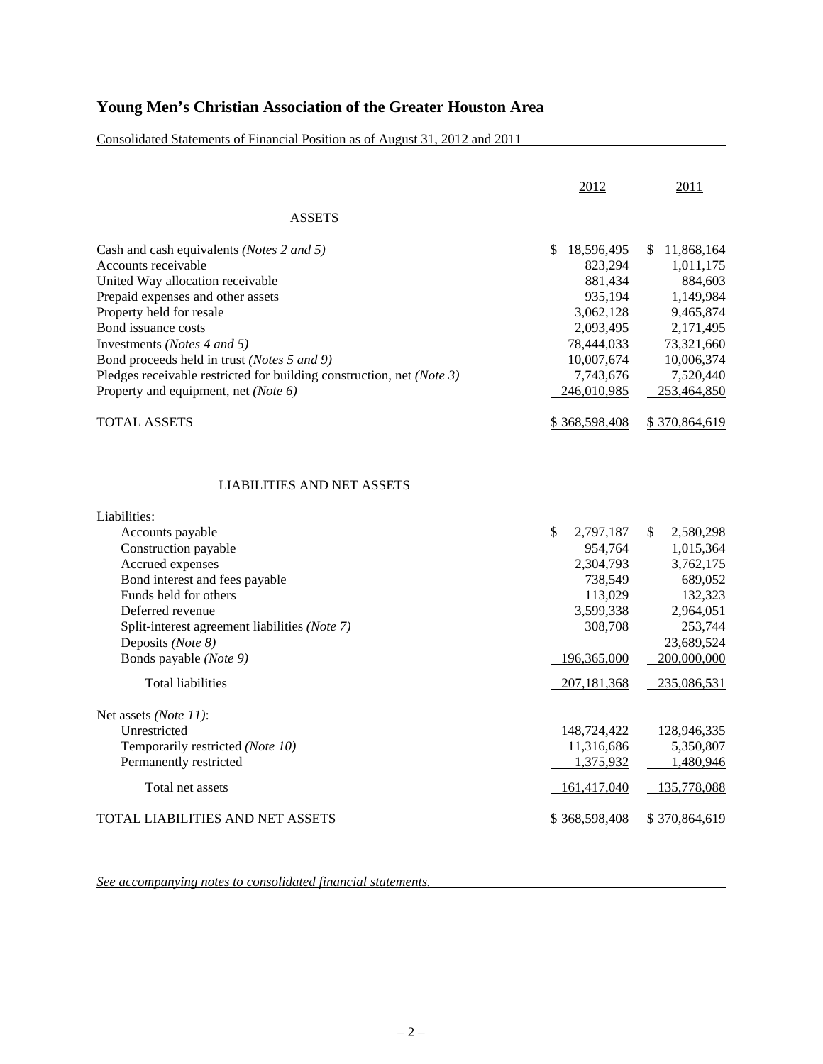# Young Men's Christian Association of the Greater Houston Area

Consolidated Statements of Financial Position as of August 31, 2012 and 2011

| | 2012 | 2011 |
|---|---|---|
| **ASSETS** | | |
| Cash and cash equivalents *(Notes 2 and 5)* | $ 18,596,495 | $ 11,868,164 |
| Accounts receivable | 823,294 | 1,011,175 |
| United Way allocation receivable | 881,434 | 884,603 |
| Prepaid expenses and other assets | 935,194 | 1,149,984 |
| Property held for resale | 3,062,128 | 9,465,874 |
| Bond issuance costs | 2,093,495 | 2,171,495 |
| Investments *(Notes 4 and 5)* | 78,444,033 | 73,321,660 |
| Bond proceeds held in trust *(Notes 5 and 9)* | 10,007,674 | 10,006,374 |
| Pledges receivable restricted for building construction, net *(Note 3)* | 7,743,676 | 7,520,440 |
| Property and equipment, net *(Note 6)* | 246,010,985 | 253,464,850 |
| TOTAL ASSETS | $ 368,598,408 | $ 370,864,619 |
| **LIABILITIES AND NET ASSETS** | | |
| Liabilities: | | |
| Accounts payable | $ 2,797,187 | $ 2,580,298 |
| Construction payable | 954,764 | 1,015,364 |
| Accrued expenses | 2,304,793 | 3,762,175 |
| Bond interest and fees payable | 738,549 | 689,052 |
| Funds held for others | 113,029 | 132,323 |
| Deferred revenue | 3,599,338 | 2,964,051 |
| Split-interest agreement liabilities *(Note 7)* | 308,708 | 253,744 |
| Deposits *(Note 8)* | | 23,689,524 |
| Bonds payable *(Note 9)* | 196,365,000 | 200,000,000 |
| Total liabilities | 207,181,368 | 235,086,531 |
| Net assets *(Note 11)*: | | |
| Unrestricted | 148,724,422 | 128,946,335 |
| Temporarily restricted *(Note 10)* | 11,316,686 | 5,350,807 |
| Permanently restricted | 1,375,932 | 1,480,946 |
| Total net assets | 161,417,040 | 135,778,088 |
| TOTAL LIABILITIES AND NET ASSETS | $ 368,598,408 | $ 370,864,619 |

*See accompanying notes to consolidated financial statements.*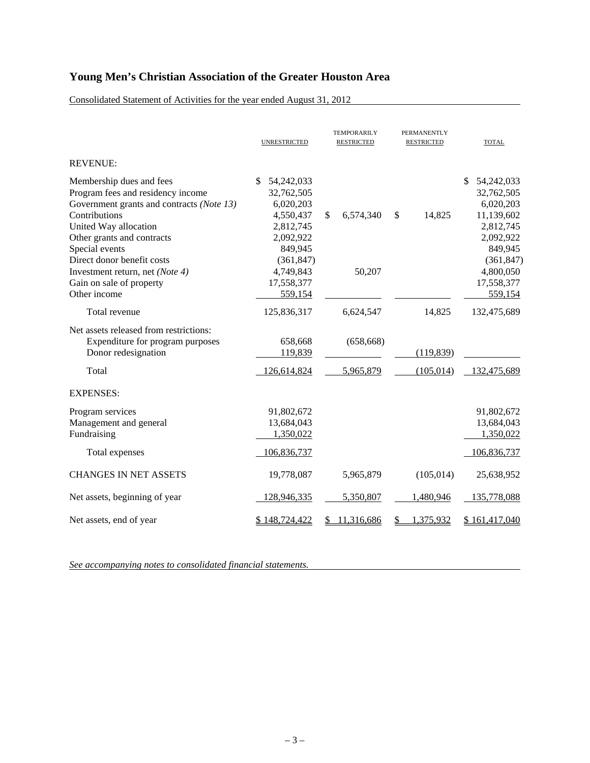# Young Men's Christian Association of the Greater Houston Area

Consolidated Statement of Activities for the year ended August 31, 2012

| | UNRESTRICTED | TEMPORARILY RESTRICTED | PERMANENTLY RESTRICTED | TOTAL |
|---|---|---|---|---|
| REVENUE: | | | | |
| Membership dues and fees | $ 54,242,033 | | | $ 54,242,033 |
| Program fees and residency income | 32,762,505 | | | 32,762,505 |
| Government grants and contracts *(Note 13)* | 6,020,203 | | | 6,020,203 |
| Contributions | 4,550,437 | $ 6,574,340 | $ 14,825 | 11,139,602 |
| United Way allocation | 2,812,745 | | | 2,812,745 |
| Other grants and contracts | 2,092,922 | | | 2,092,922 |
| Special events | 849,945 | | | 849,945 |
| Direct donor benefit costs | (361,847) | | | (361,847) |
| Investment return, net *(Note 4)* | 4,749,843 | 50,207 | | 4,800,050 |
| Gain on sale of property | 17,558,377 | | | 17,558,377 |
| Other income | 559,154 | | | 559,154 |
| Total revenue | 125,836,317 | 6,624,547 | 14,825 | 132,475,689 |
| Net assets released from restrictions: | | | | |
| Expenditure for program purposes | 658,668 | (658,668) | | |
| Donor redesignation | 119,839 | | (119,839) | |
| Total | 126,614,824 | 5,965,879 | (105,014) | 132,475,689 |
| EXPENSES: | | | | |
| Program services | 91,802,672 | | | 91,802,672 |
| Management and general | 13,684,043 | | | 13,684,043 |
| Fundraising | 1,350,022 | | | 1,350,022 |
| Total expenses | 106,836,737 | | | 106,836,737 |
| CHANGES IN NET ASSETS | 19,778,087 | 5,965,879 | (105,014) | 25,638,952 |
| Net assets, beginning of year | 128,946,335 | 5,350,807 | 1,480,946 | 135,778,088 |
| Net assets, end of year | $ 148,724,422 | $ 11,316,686 | $ 1,375,932 | $ 161,417,040 |

*See accompanying notes to consolidated financial statements.*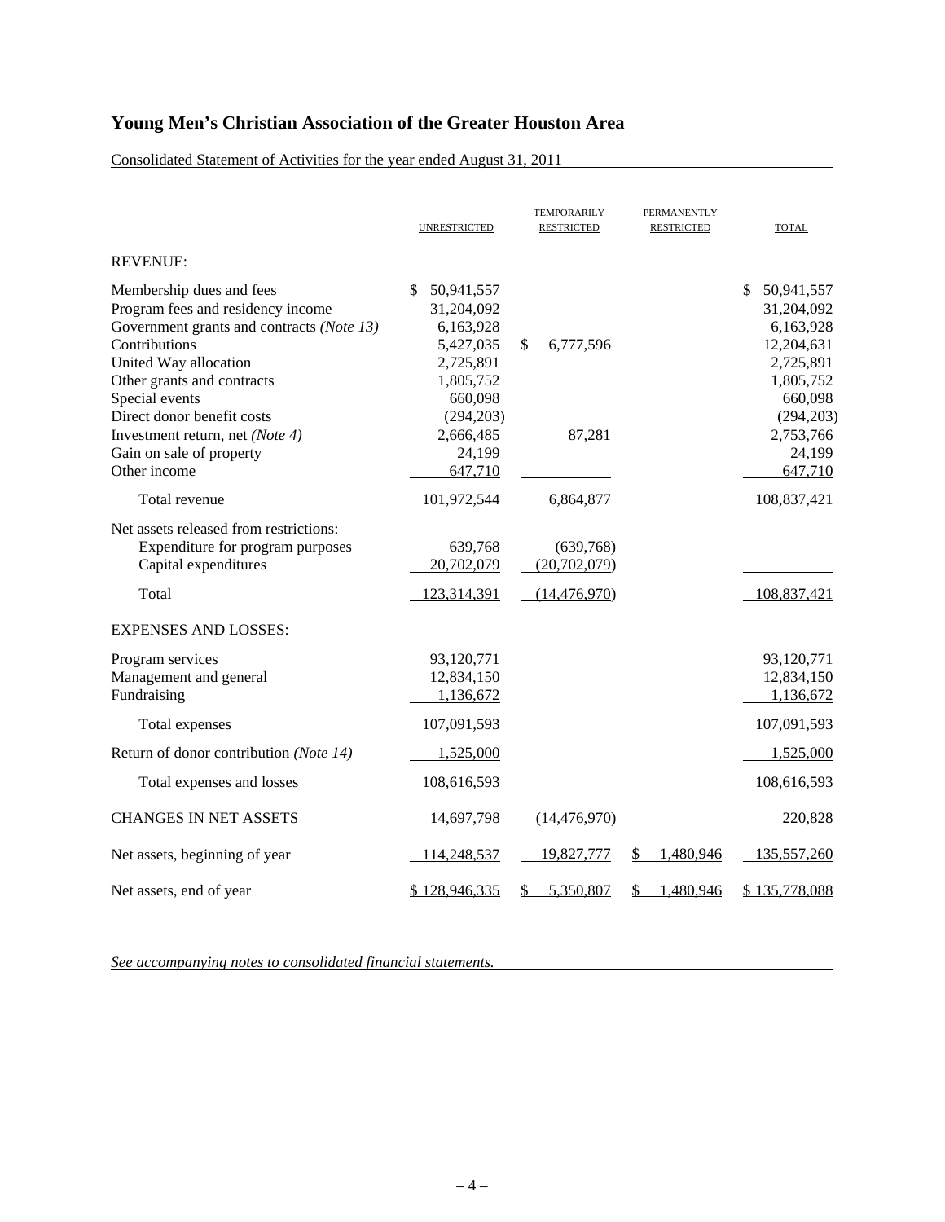# Young Men's Christian Association of the Greater Houston Area

Consolidated Statement of Activities for the year ended August 31, 2011

| | UNRESTRICTED | TEMPORARILY RESTRICTED | PERMANENTLY RESTRICTED | TOTAL |
|---|---|---|---|---|
| REVENUE: | | | | |
| Membership dues and fees | $ 50,941,557 | | | $ 50,941,557 |
| Program fees and residency income | 31,204,092 | | | 31,204,092 |
| Government grants and contracts *(Note 13)* | 6,163,928 | | | 6,163,928 |
| Contributions | 5,427,035 | $ 6,777,596 | | 12,204,631 |
| United Way allocation | 2,725,891 | | | 2,725,891 |
| Other grants and contracts | 1,805,752 | | | 1,805,752 |
| Special events | 660,098 | | | 660,098 |
| Direct donor benefit costs | (294,203) | | | (294,203) |
| Investment return, net *(Note 4)* | 2,666,485 | 87,281 | | 2,753,766 |
| Gain on sale of property | 24,199 | | | 24,199 |
| Other income | 647,710 | | | 647,710 |
| Total revenue | 101,972,544 | 6,864,877 | | 108,837,421 |
| Net assets released from restrictions: | | | | |
| Expenditure for program purposes | 639,768 | (639,768) | | |
| Capital expenditures | 20,702,079 | (20,702,079) | | |
| Total | 123,314,391 | (14,476,970) | | 108,837,421 |
| EXPENSES AND LOSSES: | | | | |
| Program services | 93,120,771 | | | 93,120,771 |
| Management and general | 12,834,150 | | | 12,834,150 |
| Fundraising | 1,136,672 | | | 1,136,672 |
| Total expenses | 107,091,593 | | | 107,091,593 |
| Return of donor contribution *(Note 14)* | 1,525,000 | | | 1,525,000 |
| Total expenses and losses | 108,616,593 | | | 108,616,593 |
| CHANGES IN NET ASSETS | 14,697,798 | (14,476,970) | | 220,828 |
| Net assets, beginning of year | 114,248,537 | 19,827,777 | $ 1,480,946 | 135,557,260 |
| Net assets, end of year | $ 128,946,335 | $ 5,350,807 | $ 1,480,946 | $ 135,778,088 |

*See accompanying notes to consolidated financial statements.*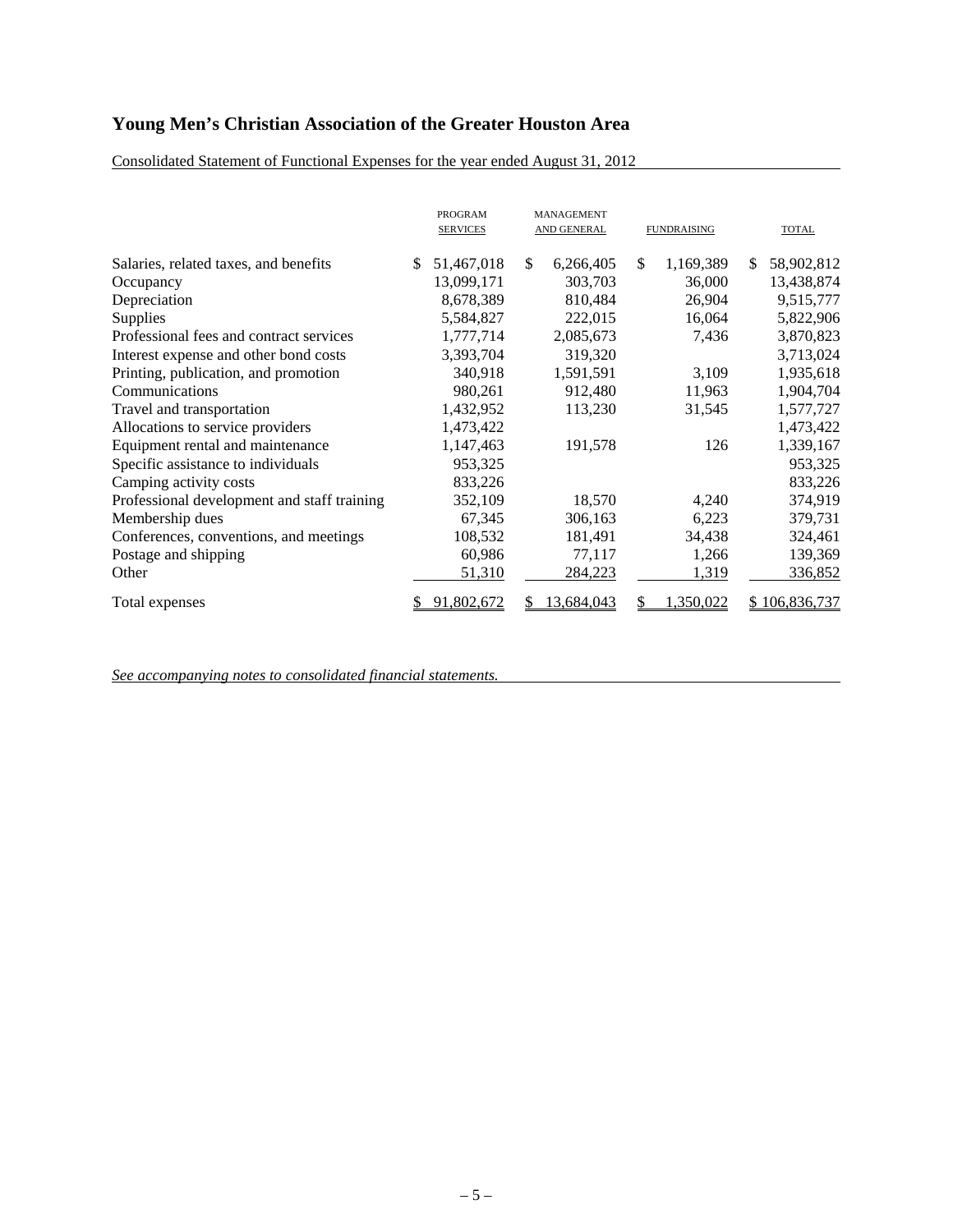# Young Men's Christian Association of the Greater Houston Area

Consolidated Statement of Functional Expenses for the year ended August 31, 2012

| | PROGRAM SERVICES | MANAGEMENT AND GENERAL | FUNDRAISING | TOTAL |
|---|---|---|---|---|
| Salaries, related taxes, and benefits | $ 51,467,018 | $ 6,266,405 | $ 1,169,389 | $ 58,902,812 |
| Occupancy | 13,099,171 | 303,703 | 36,000 | 13,438,874 |
| Depreciation | 8,678,389 | 810,484 | 26,904 | 9,515,777 |
| Supplies | 5,584,827 | 222,015 | 16,064 | 5,822,906 |
| Professional fees and contract services | 1,777,714 | 2,085,673 | 7,436 | 3,870,823 |
| Interest expense and other bond costs | 3,393,704 | 319,320 | | 3,713,024 |
| Printing, publication, and promotion | 340,918 | 1,591,591 | 3,109 | 1,935,618 |
| Communications | 980,261 | 912,480 | 11,963 | 1,904,704 |
| Travel and transportation | 1,432,952 | 113,230 | 31,545 | 1,577,727 |
| Allocations to service providers | 1,473,422 | | | 1,473,422 |
| Equipment rental and maintenance | 1,147,463 | 191,578 | 126 | 1,339,167 |
| Specific assistance to individuals | 953,325 | | | 953,325 |
| Camping activity costs | 833,226 | | | 833,226 |
| Professional development and staff training | 352,109 | 18,570 | 4,240 | 374,919 |
| Membership dues | 67,345 | 306,163 | 6,223 | 379,731 |
| Conferences, conventions, and meetings | 108,532 | 181,491 | 34,438 | 324,461 |
| Postage and shipping | 60,986 | 77,117 | 1,266 | 139,369 |
| Other | 51,310 | 284,223 | 1,319 | 336,852 |
| Total expenses | $ 91,802,672 | $ 13,684,043 | $ 1,350,022 | $ 106,836,737 |

*See accompanying notes to consolidated financial statements.*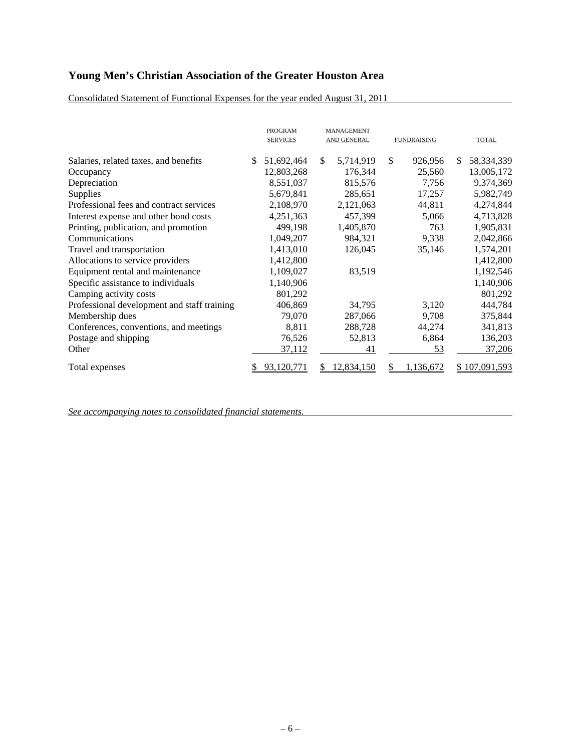# Young Men's Christian Association of the Greater Houston Area

Consolidated Statement of Functional Expenses for the year ended August 31, 2011

| | PROGRAM SERVICES | MANAGEMENT AND GENERAL | FUNDRAISING | TOTAL |
|---|---|---|---|---|
| Salaries, related taxes, and benefits | $ 51,692,464 | $ 5,714,919 | $ 926,956 | $ 58,334,339 |
| Occupancy | 12,803,268 | 176,344 | 25,560 | 13,005,172 |
| Depreciation | 8,551,037 | 815,576 | 7,756 | 9,374,369 |
| Supplies | 5,679,841 | 285,651 | 17,257 | 5,982,749 |
| Professional fees and contract services | 2,108,970 | 2,121,063 | 44,811 | 4,274,844 |
| Interest expense and other bond costs | 4,251,363 | 457,399 | 5,066 | 4,713,828 |
| Printing, publication, and promotion | 499,198 | 1,405,870 | 763 | 1,905,831 |
| Communications | 1,049,207 | 984,321 | 9,338 | 2,042,866 |
| Travel and transportation | 1,413,010 | 126,045 | 35,146 | 1,574,201 |
| Allocations to service providers | 1,412,800 | | | 1,412,800 |
| Equipment rental and maintenance | 1,109,027 | 83,519 | | 1,192,546 |
| Specific assistance to individuals | 1,140,906 | | | 1,140,906 |
| Camping activity costs | 801,292 | | | 801,292 |
| Professional development and staff training | 406,869 | 34,795 | 3,120 | 444,784 |
| Membership dues | 79,070 | 287,066 | 9,708 | 375,844 |
| Conferences, conventions, and meetings | 8,811 | 288,728 | 44,274 | 341,813 |
| Postage and shipping | 76,526 | 52,813 | 6,864 | 136,203 |
| Other | 37,112 | 41 | 53 | 37,206 |
| Total expenses | $ 93,120,771 | $ 12,834,150 | $ 1,136,672 | $ 107,091,593 |

*See accompanying notes to consolidated financial statements.*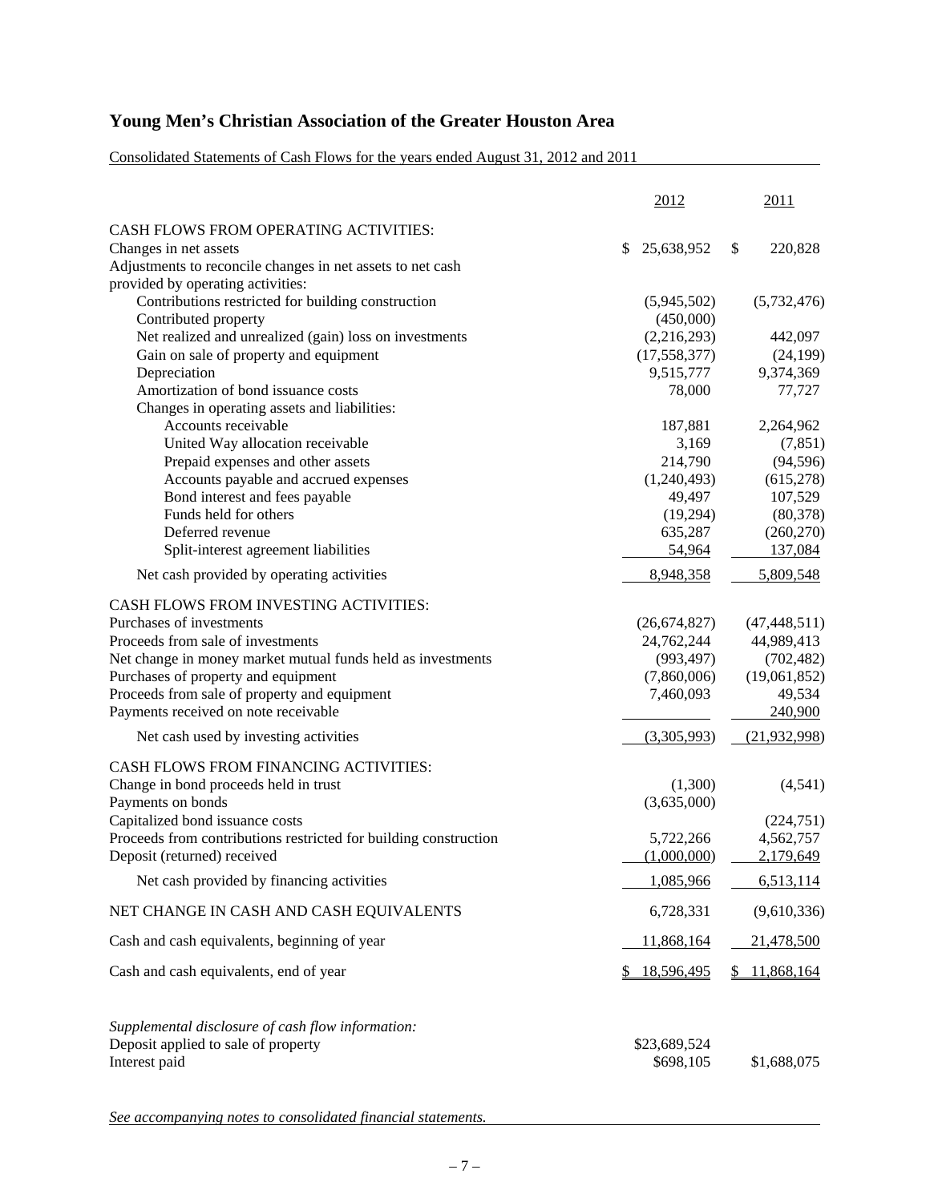# Young Men's Christian Association of the Greater Houston Area

Consolidated Statements of Cash Flows for the years ended August 31, 2012 and 2011

| | 2012 | 2011 |
|---|---|---|
| CASH FLOWS FROM OPERATING ACTIVITIES: | | |
| Changes in net assets | $ 25,638,952 | $ 220,828 |
| Adjustments to reconcile changes in net assets to net cash provided by operating activities: | | |
| Contributions restricted for building construction | (5,945,502) | (5,732,476) |
| Contributed property | (450,000) | |
| Net realized and unrealized (gain) loss on investments | (2,216,293) | 442,097 |
| Gain on sale of property and equipment | (17,558,377) | (24,199) |
| Depreciation | 9,515,777 | 9,374,369 |
| Amortization of bond issuance costs | 78,000 | 77,727 |
| Changes in operating assets and liabilities: | | |
| Accounts receivable | 187,881 | 2,264,962 |
| United Way allocation receivable | 3,169 | (7,851) |
| Prepaid expenses and other assets | 214,790 | (94,596) |
| Accounts payable and accrued expenses | (1,240,493) | (615,278) |
| Bond interest and fees payable | 49,497 | 107,529 |
| Funds held for others | (19,294) | (80,378) |
| Deferred revenue | 635,287 | (260,270) |
| Split-interest agreement liabilities | 54,964 | 137,084 |
| Net cash provided by operating activities | 8,948,358 | 5,809,548 |
| CASH FLOWS FROM INVESTING ACTIVITIES: | | |
| Purchases of investments | (26,674,827) | (47,448,511) |
| Proceeds from sale of investments | 24,762,244 | 44,989,413 |
| Net change in money market mutual funds held as investments | (993,497) | (702,482) |
| Purchases of property and equipment | (7,860,006) | (19,061,852) |
| Proceeds from sale of property and equipment | 7,460,093 | 49,534 |
| Payments received on note receivable | | 240,900 |
| Net cash used by investing activities | (3,305,993) | (21,932,998) |
| CASH FLOWS FROM FINANCING ACTIVITIES: | | |
| Change in bond proceeds held in trust | (1,300) | (4,541) |
| Payments on bonds | (3,635,000) | |
| Capitalized bond issuance costs | | (224,751) |
| Proceeds from contributions restricted for building construction | 5,722,266 | 4,562,757 |
| Deposit (returned) received | (1,000,000) | 2,179,649 |
| Net cash provided by financing activities | 1,085,966 | 6,513,114 |
| NET CHANGE IN CASH AND CASH EQUIVALENTS | 6,728,331 | (9,610,336) |
| Cash and cash equivalents, beginning of year | 11,868,164 | 21,478,500 |
| Cash and cash equivalents, end of year | $ 18,596,495 | $ 11,868,164 |

*Supplemental disclosure of cash flow information:*

| | 2012 | 2011 |
|---|---|---|
| Deposit applied to sale of property | $23,689,524 | |
| Interest paid | $698,105 | $1,688,075 |

*See accompanying notes to consolidated financial statements.*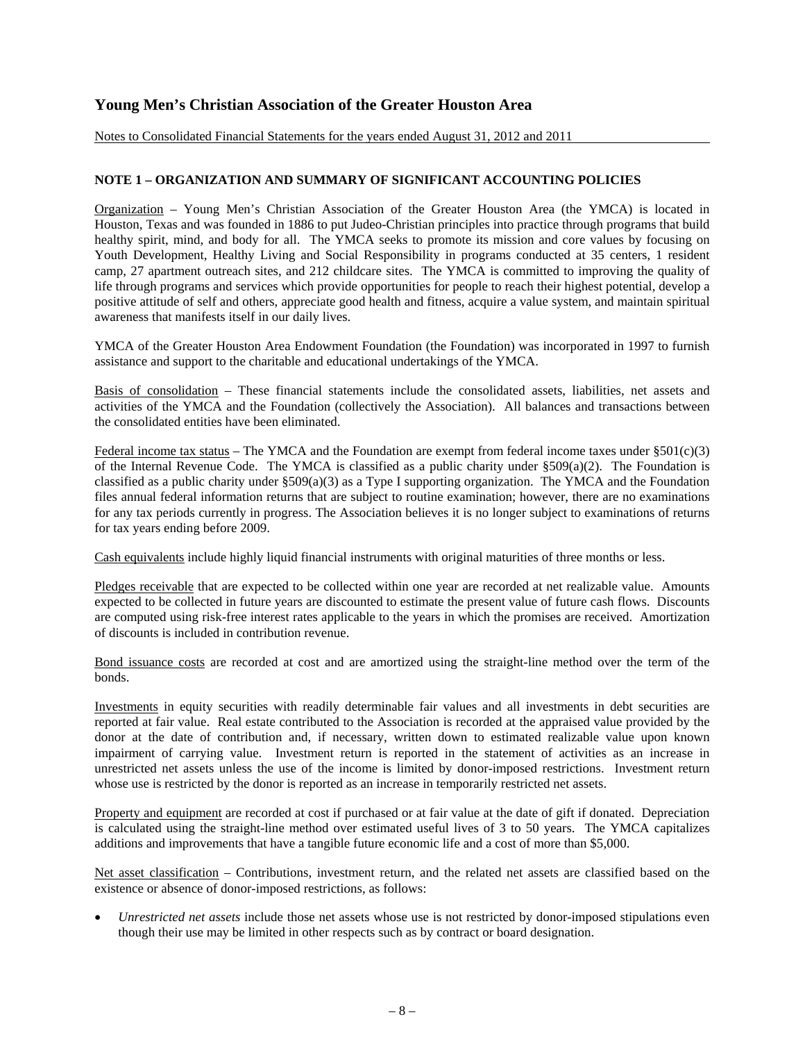# Young Men's Christian Association of the Greater Houston Area

Notes to Consolidated Financial Statements for the years ended August 31, 2012 and 2011

## NOTE 1 – ORGANIZATION AND SUMMARY OF SIGNIFICANT ACCOUNTING POLICIES

Organization – Young Men's Christian Association of the Greater Houston Area (the YMCA) is located in Houston, Texas and was founded in 1886 to put Judeo-Christian principles into practice through programs that build healthy spirit, mind, and body for all. The YMCA seeks to promote its mission and core values by focusing on Youth Development, Healthy Living and Social Responsibility in programs conducted at 35 centers, 1 resident camp, 27 apartment outreach sites, and 212 childcare sites. The YMCA is committed to improving the quality of life through programs and services which provide opportunities for people to reach their highest potential, develop a positive attitude of self and others, appreciate good health and fitness, acquire a value system, and maintain spiritual awareness that manifests itself in our daily lives.

YMCA of the Greater Houston Area Endowment Foundation (the Foundation) was incorporated in 1997 to furnish assistance and support to the charitable and educational undertakings of the YMCA.

Basis of consolidation – These financial statements include the consolidated assets, liabilities, net assets and activities of the YMCA and the Foundation (collectively the Association). All balances and transactions between the consolidated entities have been eliminated.

Federal income tax status – The YMCA and the Foundation are exempt from federal income taxes under §501(c)(3) of the Internal Revenue Code. The YMCA is classified as a public charity under §509(a)(2). The Foundation is classified as a public charity under §509(a)(3) as a Type I supporting organization. The YMCA and the Foundation files annual federal information returns that are subject to routine examination; however, there are no examinations for any tax periods currently in progress. The Association believes it is no longer subject to examinations of returns for tax years ending before 2009.

Cash equivalents include highly liquid financial instruments with original maturities of three months or less.

Pledges receivable that are expected to be collected within one year are recorded at net realizable value. Amounts expected to be collected in future years are discounted to estimate the present value of future cash flows. Discounts are computed using risk-free interest rates applicable to the years in which the promises are received. Amortization of discounts is included in contribution revenue.

Bond issuance costs are recorded at cost and are amortized using the straight-line method over the term of the bonds.

Investments in equity securities with readily determinable fair values and all investments in debt securities are reported at fair value. Real estate contributed to the Association is recorded at the appraised value provided by the donor at the date of contribution and, if necessary, written down to estimated realizable value upon known impairment of carrying value. Investment return is reported in the statement of activities as an increase in unrestricted net assets unless the use of the income is limited by donor-imposed restrictions. Investment return whose use is restricted by the donor is reported as an increase in temporarily restricted net assets.

Property and equipment are recorded at cost if purchased or at fair value at the date of gift if donated. Depreciation is calculated using the straight-line method over estimated useful lives of 3 to 50 years. The YMCA capitalizes additions and improvements that have a tangible future economic life and a cost of more than $5,000.

Net asset classification – Contributions, investment return, and the related net assets are classified based on the existence or absence of donor-imposed restrictions, as follows:

- *Unrestricted net assets* include those net assets whose use is not restricted by donor-imposed stipulations even though their use may be limited in other respects such as by contract or board designation.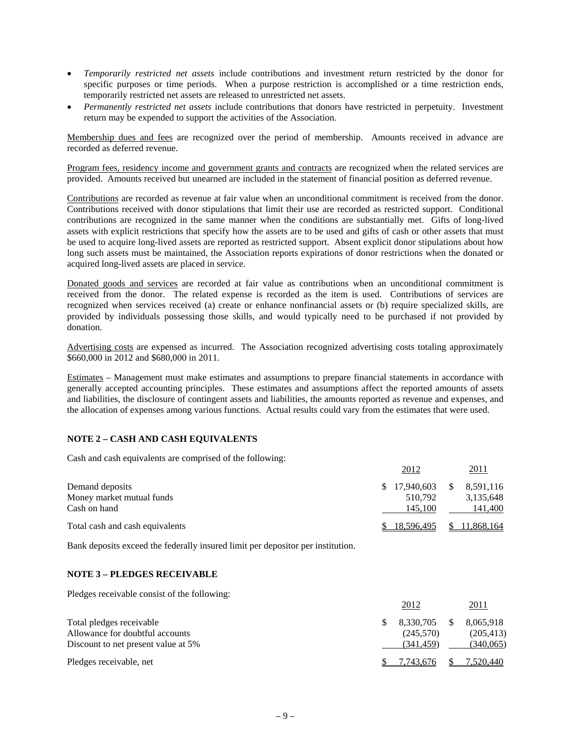- *Temporarily restricted net assets* include contributions and investment return restricted by the donor for specific purposes or time periods. When a purpose restriction is accomplished or a time restriction ends, temporarily restricted net assets are released to unrestricted net assets.
- *Permanently restricted net assets* include contributions that donors have restricted in perpetuity. Investment return may be expended to support the activities of the Association.

Membership dues and fees are recognized over the period of membership. Amounts received in advance are recorded as deferred revenue.

Program fees, residency income and government grants and contracts are recognized when the related services are provided. Amounts received but unearned are included in the statement of financial position as deferred revenue.

Contributions are recorded as revenue at fair value when an unconditional commitment is received from the donor. Contributions received with donor stipulations that limit their use are recorded as restricted support. Conditional contributions are recognized in the same manner when the conditions are substantially met. Gifts of long-lived assets with explicit restrictions that specify how the assets are to be used and gifts of cash or other assets that must be used to acquire long-lived assets are reported as restricted support. Absent explicit donor stipulations about how long such assets must be maintained, the Association reports expirations of donor restrictions when the donated or acquired long-lived assets are placed in service.

Donated goods and services are recorded at fair value as contributions when an unconditional commitment is received from the donor. The related expense is recorded as the item is used. Contributions of services are recognized when services received (a) create or enhance nonfinancial assets or (b) require specialized skills, are provided by individuals possessing those skills, and would typically need to be purchased if not provided by donation.

Advertising costs are expensed as incurred. The Association recognized advertising costs totaling approximately $660,000 in 2012 and $680,000 in 2011.

Estimates – Management must make estimates and assumptions to prepare financial statements in accordance with generally accepted accounting principles. These estimates and assumptions affect the reported amounts of assets and liabilities, the disclosure of contingent assets and liabilities, the amounts reported as revenue and expenses, and the allocation of expenses among various functions. Actual results could vary from the estimates that were used.

## NOTE 2 – CASH AND CASH EQUIVALENTS

Cash and cash equivalents are comprised of the following:

| | 2012 | 2011 |
|---|---|---|
| Demand deposits | $ 17,940,603 | $ 8,591,116 |
| Money market mutual funds | 510,792 | 3,135,648 |
| Cash on hand | 145,100 | 141,400 |
| Total cash and cash equivalents | $ 18,596,495 | $ 11,868,164 |

Bank deposits exceed the federally insured limit per depositor per institution.

## NOTE 3 – PLEDGES RECEIVABLE

Pledges receivable consist of the following:

| | 2012 | 2011 |
|---|---|---|
| Total pledges receivable | $ 8,330,705 | $ 8,065,918 |
| Allowance for doubtful accounts | (245,570) | (205,413) |
| Discount to net present value at 5% | (341,459) | (340,065) |
| Pledges receivable, net | $ 7,743,676 | $ 7,520,440 |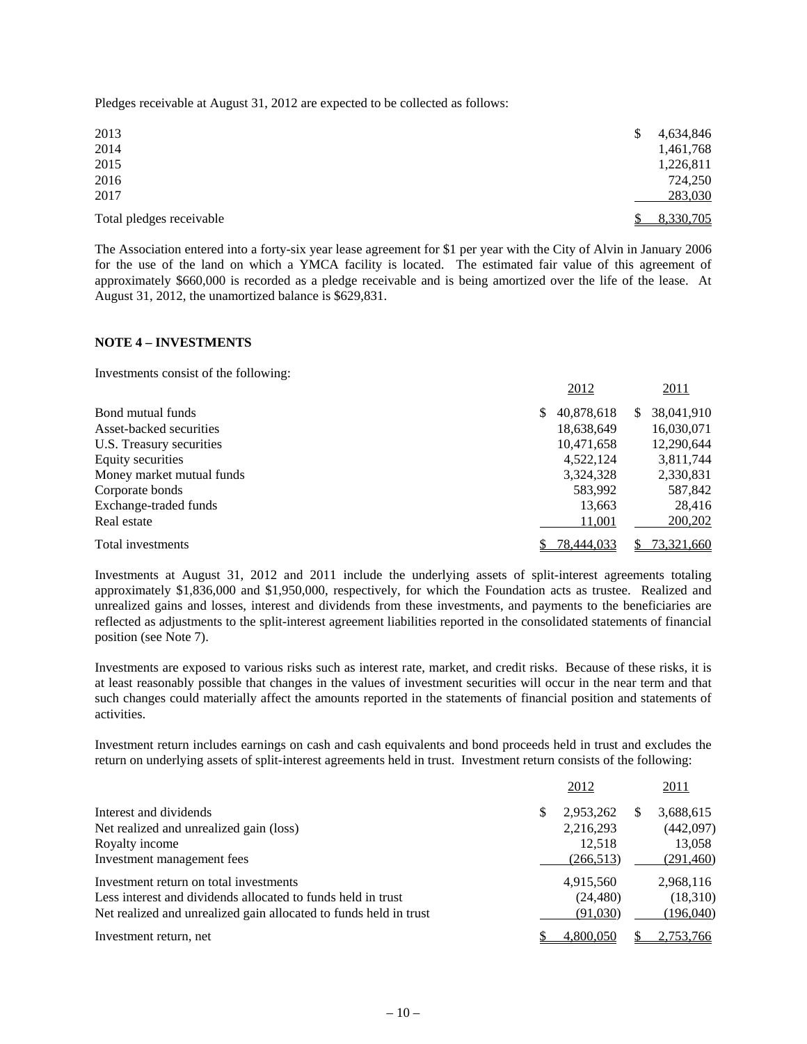Pledges receivable at August 31, 2012 are expected to be collected as follows:

| | |
|---|---|
| 2013 | $ 4,634,846 |
| 2014 | 1,461,768 |
| 2015 | 1,226,811 |
| 2016 | 724,250 |
| 2017 | 283,030 |
| Total pledges receivable | $ 8,330,705 |

The Association entered into a forty-six year lease agreement for $1 per year with the City of Alvin in January 2006 for the use of the land on which a YMCA facility is located. The estimated fair value of this agreement of approximately $660,000 is recorded as a pledge receivable and is being amortized over the life of the lease. At August 31, 2012, the unamortized balance is $629,831.

**NOTE 4 – INVESTMENTS**

Investments consist of the following:

| | 2012 | 2011 |
|---|---|---|
| Bond mutual funds | $ 40,878,618 | $ 38,041,910 |
| Asset-backed securities | 18,638,649 | 16,030,071 |
| U.S. Treasury securities | 10,471,658 | 12,290,644 |
| Equity securities | 4,522,124 | 3,811,744 |
| Money market mutual funds | 3,324,328 | 2,330,831 |
| Corporate bonds | 583,992 | 587,842 |
| Exchange-traded funds | 13,663 | 28,416 |
| Real estate | 11,001 | 200,202 |
| Total investments | $ 78,444,033 | $ 73,321,660 |

Investments at August 31, 2012 and 2011 include the underlying assets of split-interest agreements totaling approximately $1,836,000 and $1,950,000, respectively, for which the Foundation acts as trustee. Realized and unrealized gains and losses, interest and dividends from these investments, and payments to the beneficiaries are reflected as adjustments to the split-interest agreement liabilities reported in the consolidated statements of financial position (see Note 7).

Investments are exposed to various risks such as interest rate, market, and credit risks. Because of these risks, it is at least reasonably possible that changes in the values of investment securities will occur in the near term and that such changes could materially affect the amounts reported in the statements of financial position and statements of activities.

Investment return includes earnings on cash and cash equivalents and bond proceeds held in trust and excludes the return on underlying assets of split-interest agreements held in trust. Investment return consists of the following:

| | 2012 | 2011 |
|---|---|---|
| Interest and dividends | $ 2,953,262 | $ 3,688,615 |
| Net realized and unrealized gain (loss) | 2,216,293 | (442,097) |
| Royalty income | 12,518 | 13,058 |
| Investment management fees | (266,513) | (291,460) |
| Investment return on total investments | 4,915,560 | 2,968,116 |
| Less interest and dividends allocated to funds held in trust | (24,480) | (18,310) |
| Net realized and unrealized gain allocated to funds held in trust | (91,030) | (196,040) |
| Investment return, net | $ 4,800,050 | $ 2,753,766 |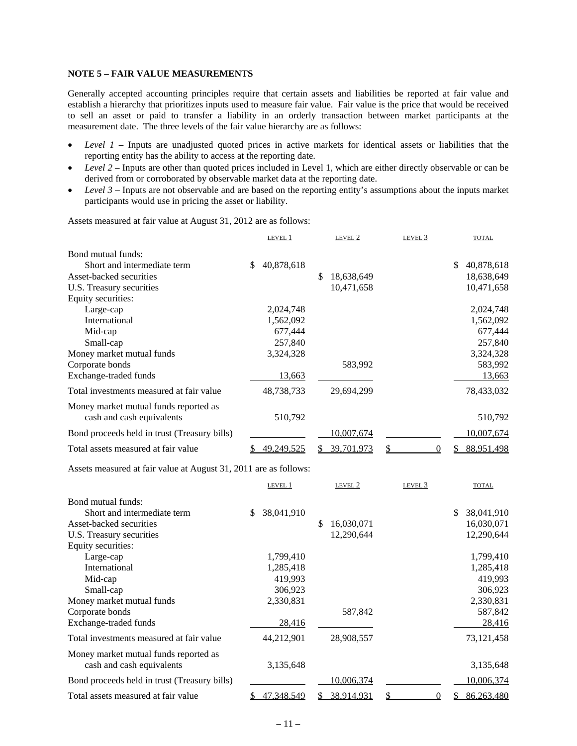**NOTE 5 – FAIR VALUE MEASUREMENTS**

Generally accepted accounting principles require that certain assets and liabilities be reported at fair value and establish a hierarchy that prioritizes inputs used to measure fair value. Fair value is the price that would be received to sell an asset or paid to transfer a liability in an orderly transaction between market participants at the measurement date. The three levels of the fair value hierarchy are as follows:

- *Level 1* – Inputs are unadjusted quoted prices in active markets for identical assets or liabilities that the reporting entity has the ability to access at the reporting date.
- *Level 2* – Inputs are other than quoted prices included in Level 1, which are either directly observable or can be derived from or corroborated by observable market data at the reporting date.
- *Level 3* – Inputs are not observable and are based on the reporting entity's assumptions about the inputs market participants would use in pricing the asset or liability.

Assets measured at fair value at August 31, 2012 are as follows:

| | LEVEL 1 | LEVEL 2 | LEVEL 3 | TOTAL |
|---|---|---|---|---|
| Bond mutual funds: | | | | |
| Short and intermediate term | $ 40,878,618 | | | $ 40,878,618 |
| Asset-backed securities | | $ 18,638,649 | | 18,638,649 |
| U.S. Treasury securities | | 10,471,658 | | 10,471,658 |
| Equity securities: | | | | |
| Large-cap | 2,024,748 | | | 2,024,748 |
| International | 1,562,092 | | | 1,562,092 |
| Mid-cap | 677,444 | | | 677,444 |
| Small-cap | 257,840 | | | 257,840 |
| Money market mutual funds | 3,324,328 | | | 3,324,328 |
| Corporate bonds | | 583,992 | | 583,992 |
| Exchange-traded funds | 13,663 | | | 13,663 |
| Total investments measured at fair value | 48,738,733 | 29,694,299 | | 78,433,032 |
| Money market mutual funds reported as cash and cash equivalents | 510,792 | | | 510,792 |
| Bond proceeds held in trust (Treasury bills) | | 10,007,674 | | 10,007,674 |
| Total assets measured at fair value | $ 49,249,525 | $ 39,701,973 | $ 0 | $ 88,951,498 |

Assets measured at fair value at August 31, 2011 are as follows:

| | LEVEL 1 | LEVEL 2 | LEVEL 3 | TOTAL |
|---|---|---|---|---|
| Bond mutual funds: | | | | |
| Short and intermediate term | $ 38,041,910 | | | $ 38,041,910 |
| Asset-backed securities | | $ 16,030,071 | | 16,030,071 |
| U.S. Treasury securities | | 12,290,644 | | 12,290,644 |
| Equity securities: | | | | |
| Large-cap | 1,799,410 | | | 1,799,410 |
| International | 1,285,418 | | | 1,285,418 |
| Mid-cap | 419,993 | | | 419,993 |
| Small-cap | 306,923 | | | 306,923 |
| Money market mutual funds | 2,330,831 | | | 2,330,831 |
| Corporate bonds | | 587,842 | | 587,842 |
| Exchange-traded funds | 28,416 | | | 28,416 |
| Total investments measured at fair value | 44,212,901 | 28,908,557 | | 73,121,458 |
| Money market mutual funds reported as cash and cash equivalents | 3,135,648 | | | 3,135,648 |
| Bond proceeds held in trust (Treasury bills) | | 10,006,374 | | 10,006,374 |
| Total assets measured at fair value | $ 47,348,549 | $ 38,914,931 | $ 0 | $ 86,263,480 |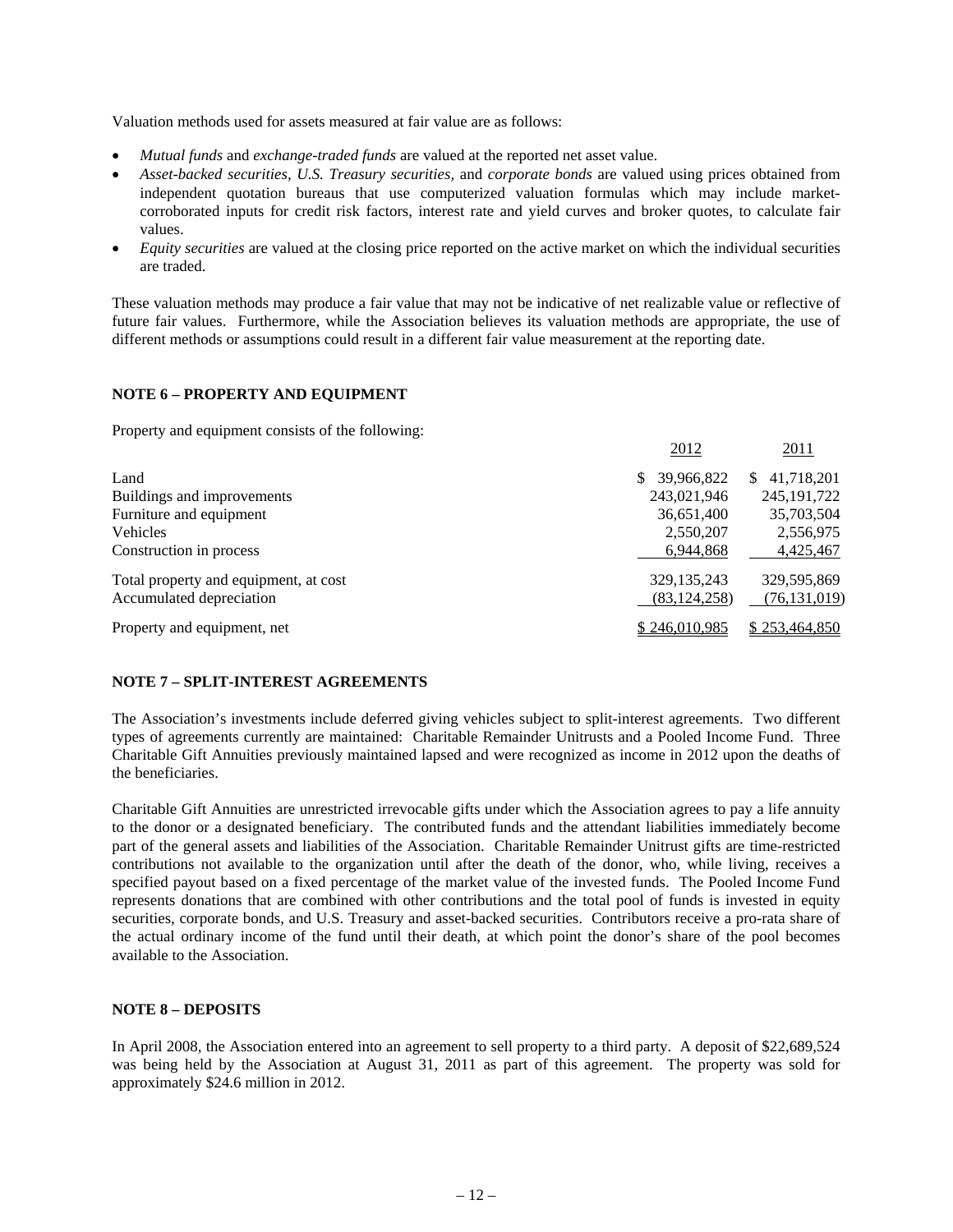Valuation methods used for assets measured at fair value are as follows:

- *Mutual funds* and *exchange-traded funds* are valued at the reported net asset value.
- *Asset-backed securities, U.S. Treasury securities,* and *corporate bonds* are valued using prices obtained from independent quotation bureaus that use computerized valuation formulas which may include market-corroborated inputs for credit risk factors, interest rate and yield curves and broker quotes, to calculate fair values.
- *Equity securities* are valued at the closing price reported on the active market on which the individual securities are traded.

These valuation methods may produce a fair value that may not be indicative of net realizable value or reflective of future fair values. Furthermore, while the Association believes its valuation methods are appropriate, the use of different methods or assumptions could result in a different fair value measurement at the reporting date.

## NOTE 6 – PROPERTY AND EQUIPMENT

Property and equipment consists of the following:

| | 2012 | 2011 |
|---|---|---|
| Land | $ 39,966,822 | $ 41,718,201 |
| Buildings and improvements | 243,021,946 | 245,191,722 |
| Furniture and equipment | 36,651,400 | 35,703,504 |
| Vehicles | 2,550,207 | 2,556,975 |
| Construction in process | 6,944,868 | 4,425,467 |
| Total property and equipment, at cost | 329,135,243 | 329,595,869 |
| Accumulated depreciation | (83,124,258) | (76,131,019) |
| Property and equipment, net | $ 246,010,985 | $ 253,464,850 |

## NOTE 7 – SPLIT-INTEREST AGREEMENTS

The Association's investments include deferred giving vehicles subject to split-interest agreements. Two different types of agreements currently are maintained: Charitable Remainder Unitrusts and a Pooled Income Fund. Three Charitable Gift Annuities previously maintained lapsed and were recognized as income in 2012 upon the deaths of the beneficiaries.

Charitable Gift Annuities are unrestricted irrevocable gifts under which the Association agrees to pay a life annuity to the donor or a designated beneficiary. The contributed funds and the attendant liabilities immediately become part of the general assets and liabilities of the Association. Charitable Remainder Unitrust gifts are time-restricted contributions not available to the organization until after the death of the donor, who, while living, receives a specified payout based on a fixed percentage of the market value of the invested funds. The Pooled Income Fund represents donations that are combined with other contributions and the total pool of funds is invested in equity securities, corporate bonds, and U.S. Treasury and asset-backed securities. Contributors receive a pro-rata share of the actual ordinary income of the fund until their death, at which point the donor's share of the pool becomes available to the Association.

## NOTE 8 – DEPOSITS

In April 2008, the Association entered into an agreement to sell property to a third party. A deposit of $22,689,524 was being held by the Association at August 31, 2011 as part of this agreement. The property was sold for approximately $24.6 million in 2012.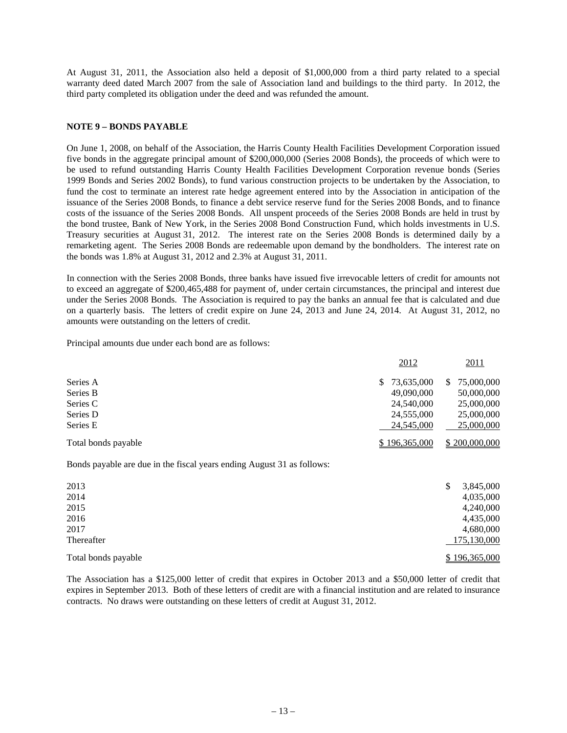At August 31, 2011, the Association also held a deposit of $1,000,000 from a third party related to a special warranty deed dated March 2007 from the sale of Association land and buildings to the third party. In 2012, the third party completed its obligation under the deed and was refunded the amount.

## NOTE 9 – BONDS PAYABLE

On June 1, 2008, on behalf of the Association, the Harris County Health Facilities Development Corporation issued five bonds in the aggregate principal amount of $200,000,000 (Series 2008 Bonds), the proceeds of which were to be used to refund outstanding Harris County Health Facilities Development Corporation revenue bonds (Series 1999 Bonds and Series 2002 Bonds), to fund various construction projects to be undertaken by the Association, to fund the cost to terminate an interest rate hedge agreement entered into by the Association in anticipation of the issuance of the Series 2008 Bonds, to finance a debt service reserve fund for the Series 2008 Bonds, and to finance costs of the issuance of the Series 2008 Bonds. All unspent proceeds of the Series 2008 Bonds are held in trust by the bond trustee, Bank of New York, in the Series 2008 Bond Construction Fund, which holds investments in U.S. Treasury securities at August 31, 2012. The interest rate on the Series 2008 Bonds is determined daily by a remarketing agent. The Series 2008 Bonds are redeemable upon demand by the bondholders. The interest rate on the bonds was 1.8% at August 31, 2012 and 2.3% at August 31, 2011.

In connection with the Series 2008 Bonds, three banks have issued five irrevocable letters of credit for amounts not to exceed an aggregate of $200,465,488 for payment of, under certain circumstances, the principal and interest due under the Series 2008 Bonds. The Association is required to pay the banks an annual fee that is calculated and due on a quarterly basis. The letters of credit expire on June 24, 2013 and June 24, 2014. At August 31, 2012, no amounts were outstanding on the letters of credit.

Principal amounts due under each bond are as follows:

| | 2012 | 2011 |
|---|---|---|
| Series A | $ 73,635,000 | $ 75,000,000 |
| Series B | 49,090,000 | 50,000,000 |
| Series C | 24,540,000 | 25,000,000 |
| Series D | 24,555,000 | 25,000,000 |
| Series E | 24,545,000 | 25,000,000 |
| Total bonds payable | $ 196,365,000 | $ 200,000,000 |

Bonds payable are due in the fiscal years ending August 31 as follows:

| | |
|---|---|
| 2013 | $ 3,845,000 |
| 2014 | 4,035,000 |
| 2015 | 4,240,000 |
| 2016 | 4,435,000 |
| 2017 | 4,680,000 |
| Thereafter | 175,130,000 |
| Total bonds payable | $ 196,365,000 |

The Association has a $125,000 letter of credit that expires in October 2013 and a $50,000 letter of credit that expires in September 2013. Both of these letters of credit are with a financial institution and are related to insurance contracts. No draws were outstanding on these letters of credit at August 31, 2012.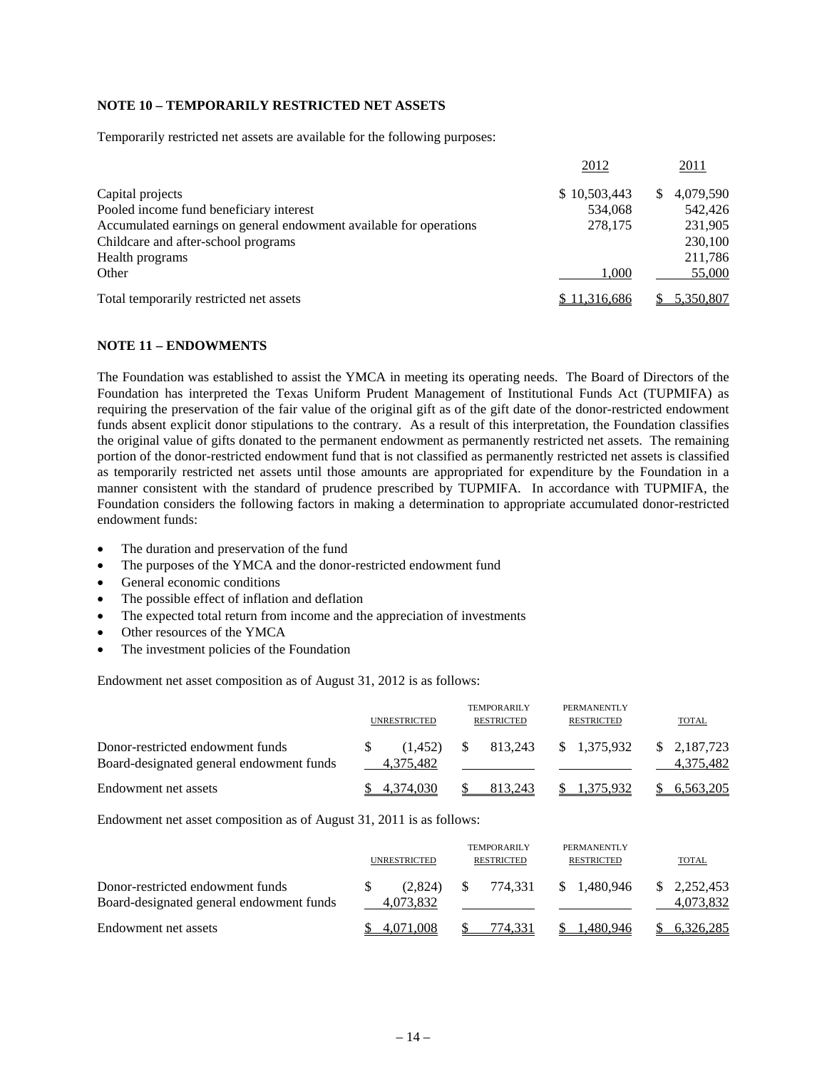**NOTE 10 – TEMPORARILY RESTRICTED NET ASSETS**

Temporarily restricted net assets are available for the following purposes:

| | 2012 | 2011 |
|---|---|---|
| Capital projects | $ 10,503,443 | $ 4,079,590 |
| Pooled income fund beneficiary interest | 534,068 | 542,426 |
| Accumulated earnings on general endowment available for operations | 278,175 | 231,905 |
| Childcare and after-school programs | | 230,100 |
| Health programs | | 211,786 |
| Other | 1,000 | 55,000 |
| Total temporarily restricted net assets | $ 11,316,686 | $ 5,350,807 |

**NOTE 11 – ENDOWMENTS**

The Foundation was established to assist the YMCA in meeting its operating needs. The Board of Directors of the Foundation has interpreted the Texas Uniform Prudent Management of Institutional Funds Act (TUPMIFA) as requiring the preservation of the fair value of the original gift as of the gift date of the donor-restricted endowment funds absent explicit donor stipulations to the contrary. As a result of this interpretation, the Foundation classifies the original value of gifts donated to the permanent endowment as permanently restricted net assets. The remaining portion of the donor-restricted endowment fund that is not classified as permanently restricted net assets is classified as temporarily restricted net assets until those amounts are appropriated for expenditure by the Foundation in a manner consistent with the standard of prudence prescribed by TUPMIFA. In accordance with TUPMIFA, the Foundation considers the following factors in making a determination to appropriate accumulated donor-restricted endowment funds:

- The duration and preservation of the fund
- The purposes of the YMCA and the donor-restricted endowment fund
- General economic conditions
- The possible effect of inflation and deflation
- The expected total return from income and the appreciation of investments
- Other resources of the YMCA
- The investment policies of the Foundation

Endowment net asset composition as of August 31, 2012 is as follows:

| | UNRESTRICTED | TEMPORARILY RESTRICTED | PERMANENTLY RESTRICTED | TOTAL |
|---|---|---|---|---|
| Donor-restricted endowment funds | $ (1,452) | $ 813,243 | $ 1,375,932 | $ 2,187,723 |
| Board-designated general endowment funds | 4,375,482 | | | 4,375,482 |
| Endowment net assets | $ 4,374,030 | $ 813,243 | $ 1,375,932 | $ 6,563,205 |

Endowment net asset composition as of August 31, 2011 is as follows:

| | UNRESTRICTED | TEMPORARILY RESTRICTED | PERMANENTLY RESTRICTED | TOTAL |
|---|---|---|---|---|
| Donor-restricted endowment funds | $ (2,824) | $ 774,331 | $ 1,480,946 | $ 2,252,453 |
| Board-designated general endowment funds | 4,073,832 | | | 4,073,832 |
| Endowment net assets | $ 4,071,008 | $ 774,331 | $ 1,480,946 | $ 6,326,285 |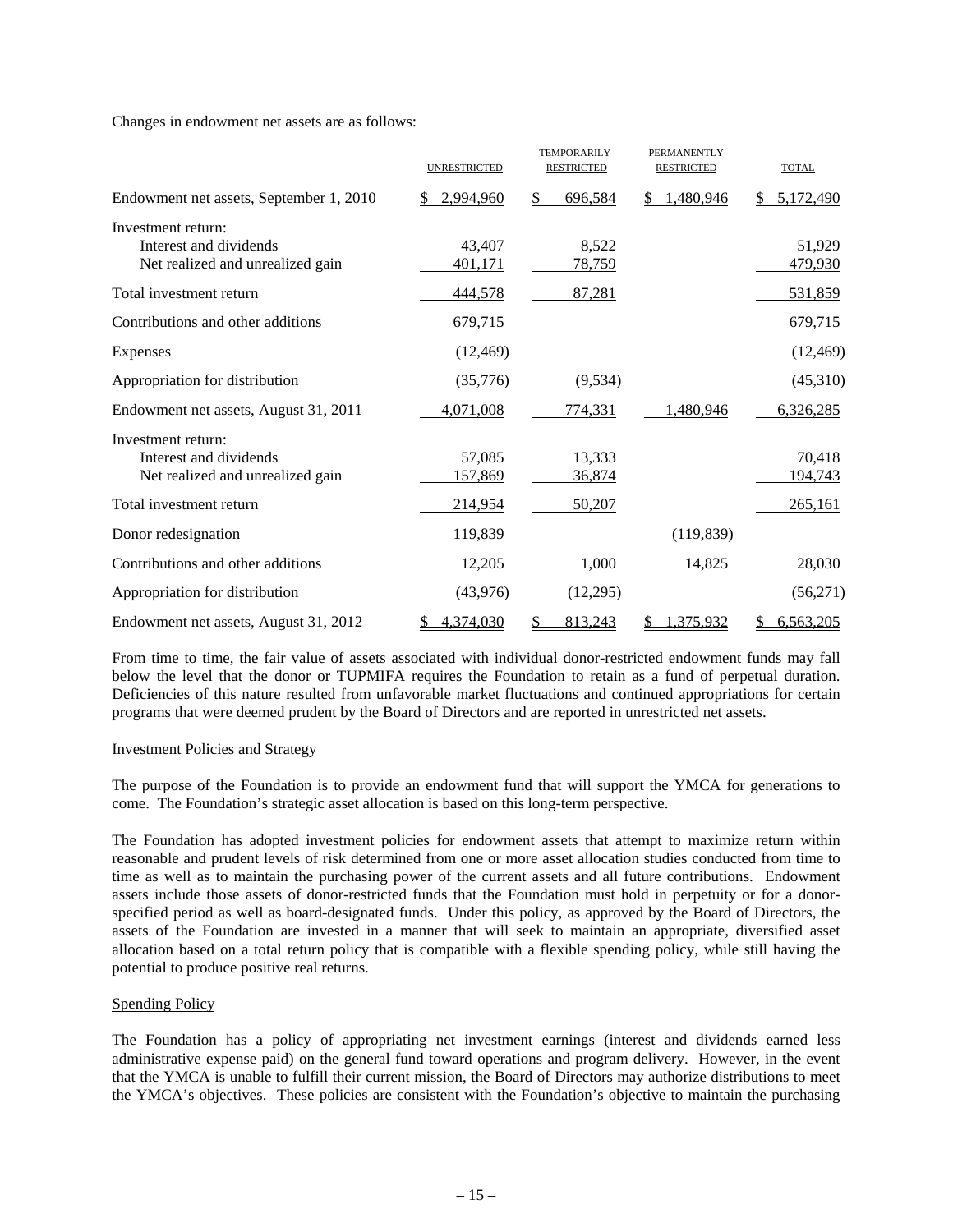Changes in endowment net assets are as follows:

| | UNRESTRICTED | TEMPORARILY RESTRICTED | PERMANENTLY RESTRICTED | TOTAL |
|---|---|---|---|---|
| Endowment net assets, September 1, 2010 | $ 2,994,960 | $ 696,584 | $ 1,480,946 | $ 5,172,490 |
| Investment return: | | | | |
| Interest and dividends | 43,407 | 8,522 | | 51,929 |
| Net realized and unrealized gain | 401,171 | 78,759 | | 479,930 |
| Total investment return | 444,578 | 87,281 | | 531,859 |
| Contributions and other additions | 679,715 | | | 679,715 |
| Expenses | (12,469) | | | (12,469) |
| Appropriation for distribution | (35,776) | (9,534) | | (45,310) |
| Endowment net assets, August 31, 2011 | 4,071,008 | 774,331 | 1,480,946 | 6,326,285 |
| Investment return: | | | | |
| Interest and dividends | 57,085 | 13,333 | | 70,418 |
| Net realized and unrealized gain | 157,869 | 36,874 | | 194,743 |
| Total investment return | 214,954 | 50,207 | | 265,161 |
| Donor redesignation | 119,839 | | (119,839) | |
| Contributions and other additions | 12,205 | 1,000 | 14,825 | 28,030 |
| Appropriation for distribution | (43,976) | (12,295) | | (56,271) |
| Endowment net assets, August 31, 2012 | $ 4,374,030 | $ 813,243 | $ 1,375,932 | $ 6,563,205 |

From time to time, the fair value of assets associated with individual donor-restricted endowment funds may fall below the level that the donor or TUPMIFA requires the Foundation to retain as a fund of perpetual duration. Deficiencies of this nature resulted from unfavorable market fluctuations and continued appropriations for certain programs that were deemed prudent by the Board of Directors and are reported in unrestricted net assets.

Investment Policies and Strategy

The purpose of the Foundation is to provide an endowment fund that will support the YMCA for generations to come. The Foundation's strategic asset allocation is based on this long-term perspective.

The Foundation has adopted investment policies for endowment assets that attempt to maximize return within reasonable and prudent levels of risk determined from one or more asset allocation studies conducted from time to time as well as to maintain the purchasing power of the current assets and all future contributions. Endowment assets include those assets of donor-restricted funds that the Foundation must hold in perpetuity or for a donor-specified period as well as board-designated funds. Under this policy, as approved by the Board of Directors, the assets of the Foundation are invested in a manner that will seek to maintain an appropriate, diversified asset allocation based on a total return policy that is compatible with a flexible spending policy, while still having the potential to produce positive real returns.

Spending Policy

The Foundation has a policy of appropriating net investment earnings (interest and dividends earned less administrative expense paid) on the general fund toward operations and program delivery. However, in the event that the YMCA is unable to fulfill their current mission, the Board of Directors may authorize distributions to meet the YMCA's objectives. These policies are consistent with the Foundation's objective to maintain the purchasing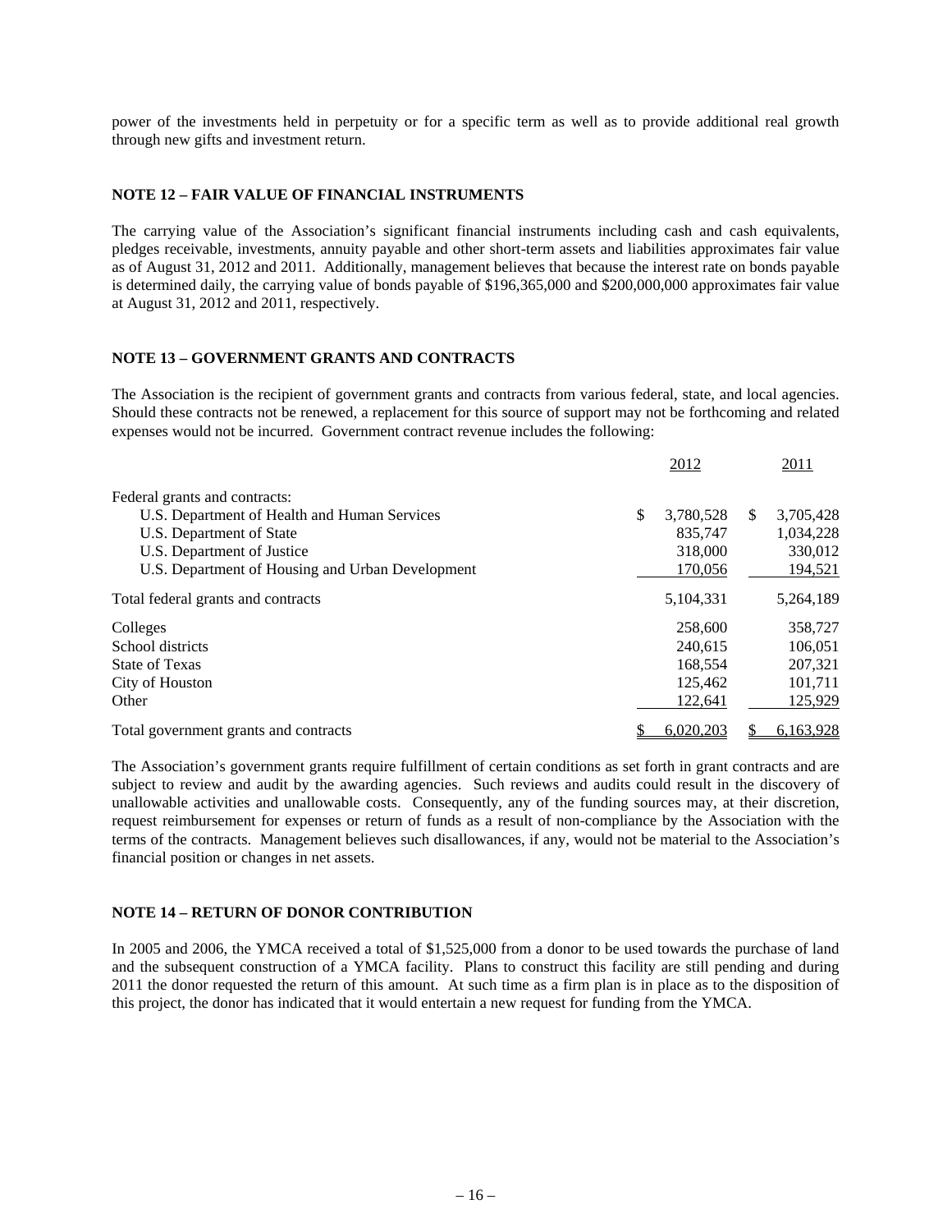power of the investments held in perpetuity or for a specific term as well as to provide additional real growth through new gifts and investment return.

### NOTE 12 – FAIR VALUE OF FINANCIAL INSTRUMENTS

The carrying value of the Association's significant financial instruments including cash and cash equivalents, pledges receivable, investments, annuity payable and other short-term assets and liabilities approximates fair value as of August 31, 2012 and 2011. Additionally, management believes that because the interest rate on bonds payable is determined daily, the carrying value of bonds payable of $196,365,000 and $200,000,000 approximates fair value at August 31, 2012 and 2011, respectively.

### NOTE 13 – GOVERNMENT GRANTS AND CONTRACTS

The Association is the recipient of government grants and contracts from various federal, state, and local agencies. Should these contracts not be renewed, a replacement for this source of support may not be forthcoming and related expenses would not be incurred. Government contract revenue includes the following:

| | 2012 | 2011 |
|---|---|---|
| Federal grants and contracts: | | |
| U.S. Department of Health and Human Services | $ 3,780,528 | $ 3,705,428 |
| U.S. Department of State | 835,747 | 1,034,228 |
| U.S. Department of Justice | 318,000 | 330,012 |
| U.S. Department of Housing and Urban Development | 170,056 | 194,521 |
| Total federal grants and contracts | 5,104,331 | 5,264,189 |
| Colleges | 258,600 | 358,727 |
| School districts | 240,615 | 106,051 |
| State of Texas | 168,554 | 207,321 |
| City of Houston | 125,462 | 101,711 |
| Other | 122,641 | 125,929 |
| Total government grants and contracts | $ 6,020,203 | $ 6,163,928 |

The Association's government grants require fulfillment of certain conditions as set forth in grant contracts and are subject to review and audit by the awarding agencies. Such reviews and audits could result in the discovery of unallowable activities and unallowable costs. Consequently, any of the funding sources may, at their discretion, request reimbursement for expenses or return of funds as a result of non-compliance by the Association with the terms of the contracts. Management believes such disallowances, if any, would not be material to the Association's financial position or changes in net assets.

### NOTE 14 – RETURN OF DONOR CONTRIBUTION

In 2005 and 2006, the YMCA received a total of $1,525,000 from a donor to be used towards the purchase of land and the subsequent construction of a YMCA facility. Plans to construct this facility are still pending and during 2011 the donor requested the return of this amount. At such time as a firm plan is in place as to the disposition of this project, the donor has indicated that it would entertain a new request for funding from the YMCA.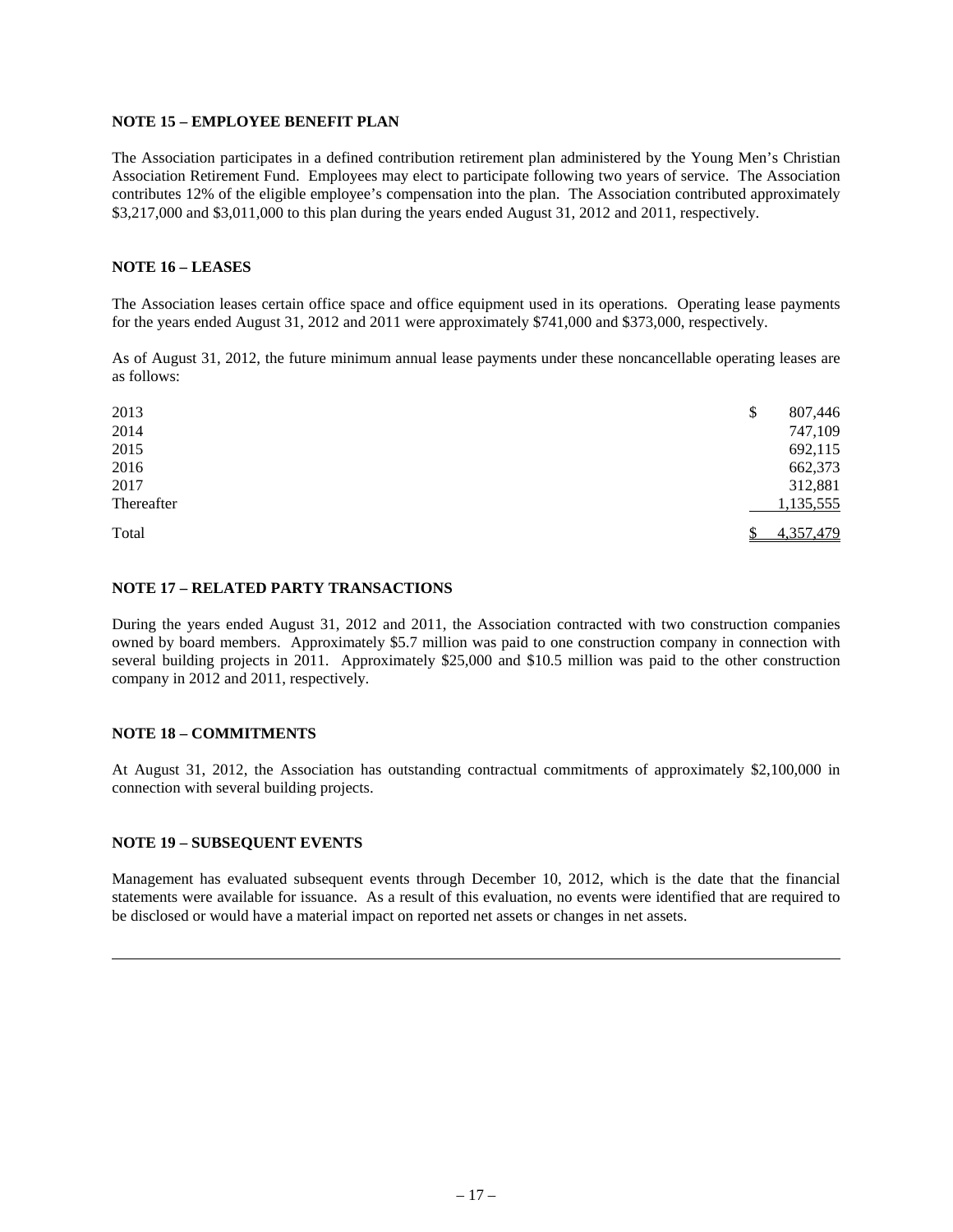### NOTE 15 – EMPLOYEE BENEFIT PLAN

The Association participates in a defined contribution retirement plan administered by the Young Men's Christian Association Retirement Fund. Employees may elect to participate following two years of service. The Association contributes 12% of the eligible employee's compensation into the plan. The Association contributed approximately $3,217,000 and $3,011,000 to this plan during the years ended August 31, 2012 and 2011, respectively.

### NOTE 16 – LEASES

The Association leases certain office space and office equipment used in its operations. Operating lease payments for the years ended August 31, 2012 and 2011 were approximately $741,000 and $373,000, respectively.

As of August 31, 2012, the future minimum annual lease payments under these noncancellable operating leases are as follows:

| | |
|---|---|
| 2013 | $ 807,446 |
| 2014 | 747,109 |
| 2015 | 692,115 |
| 2016 | 662,373 |
| 2017 | 312,881 |
| Thereafter | 1,135,555 |
| Total | $ 4,357,479 |

### NOTE 17 – RELATED PARTY TRANSACTIONS

During the years ended August 31, 2012 and 2011, the Association contracted with two construction companies owned by board members. Approximately $5.7 million was paid to one construction company in connection with several building projects in 2011. Approximately $25,000 and $10.5 million was paid to the other construction company in 2012 and 2011, respectively.

### NOTE 18 – COMMITMENTS

At August 31, 2012, the Association has outstanding contractual commitments of approximately $2,100,000 in connection with several building projects.

### NOTE 19 – SUBSEQUENT EVENTS

Management has evaluated subsequent events through December 10, 2012, which is the date that the financial statements were available for issuance. As a result of this evaluation, no events were identified that are required to be disclosed or would have a material impact on reported net assets or changes in net assets.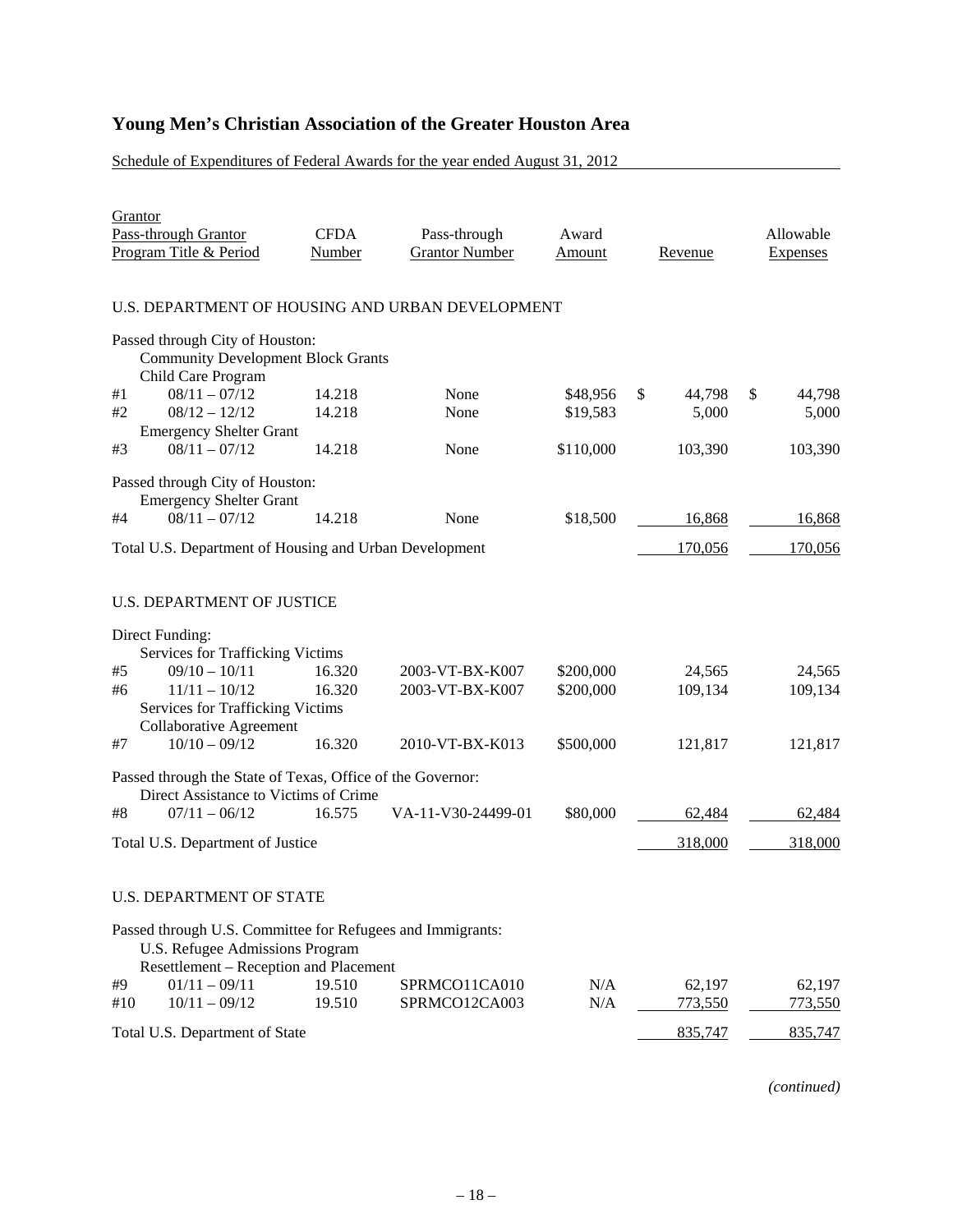# Young Men's Christian Association of the Greater Houston Area

Schedule of Expenditures of Federal Awards for the year ended August 31, 2012

| | Grantor<br>Pass-through Grantor<br>Program Title & Period | CFDA Number | Pass-through Grantor Number | Award Amount | Revenue | Allowable Expenses |
|---|---|---|---|---|---|---|
| | **U.S. DEPARTMENT OF HOUSING AND URBAN DEVELOPMENT** | | | | | |
| | Passed through City of Houston: | | | | | |
| | Community Development Block Grants | | | | | |
| | Child Care Program | | | | | |
| #1 | 08/11 – 07/12 | 14.218 | None | $48,956 | $ 44,798 | $ 44,798 |
| #2 | 08/12 – 12/12 | 14.218 | None | $19,583 | 5,000 | 5,000 |
| | Emergency Shelter Grant | | | | | |
| #3 | 08/11 – 07/12 | 14.218 | None | $110,000 | 103,390 | 103,390 |
| | Passed through City of Houston: | | | | | |
| | Emergency Shelter Grant | | | | | |
| #4 | 08/11 – 07/12 | 14.218 | None | $18,500 | 16,868 | 16,868 |
| | Total U.S. Department of Housing and Urban Development | | | | 170,056 | 170,056 |
| | **U.S. DEPARTMENT OF JUSTICE** | | | | | |
| | Direct Funding: | | | | | |
| | Services for Trafficking Victims | | | | | |
| #5 | 09/10 – 10/11 | 16.320 | 2003-VT-BX-K007 | $200,000 | 24,565 | 24,565 |
| #6 | 11/11 – 10/12 | 16.320 | 2003-VT-BX-K007 | $200,000 | 109,134 | 109,134 |
| | Services for Trafficking Victims Collaborative Agreement | | | | | |
| #7 | 10/10 – 09/12 | 16.320 | 2010-VT-BX-K013 | $500,000 | 121,817 | 121,817 |
| | Passed through the State of Texas, Office of the Governor: | | | | | |
| | Direct Assistance to Victims of Crime | | | | | |
| #8 | 07/11 – 06/12 | 16.575 | VA-11-V30-24499-01 | $80,000 | 62,484 | 62,484 |
| | Total U.S. Department of Justice | | | | 318,000 | 318,000 |
| | **U.S. DEPARTMENT OF STATE** | | | | | |
| | Passed through U.S. Committee for Refugees and Immigrants: | | | | | |
| | U.S. Refugee Admissions Program | | | | | |
| | Resettlement – Reception and Placement | | | | | |
| #9 | 01/11 – 09/11 | 19.510 | SPRMCO11CA010 | N/A | 62,197 | 62,197 |
| #10 | 10/11 – 09/12 | 19.510 | SPRMCO12CA003 | N/A | 773,550 | 773,550 |
| | Total U.S. Department of State | | | | 835,747 | 835,747 |

*(continued)*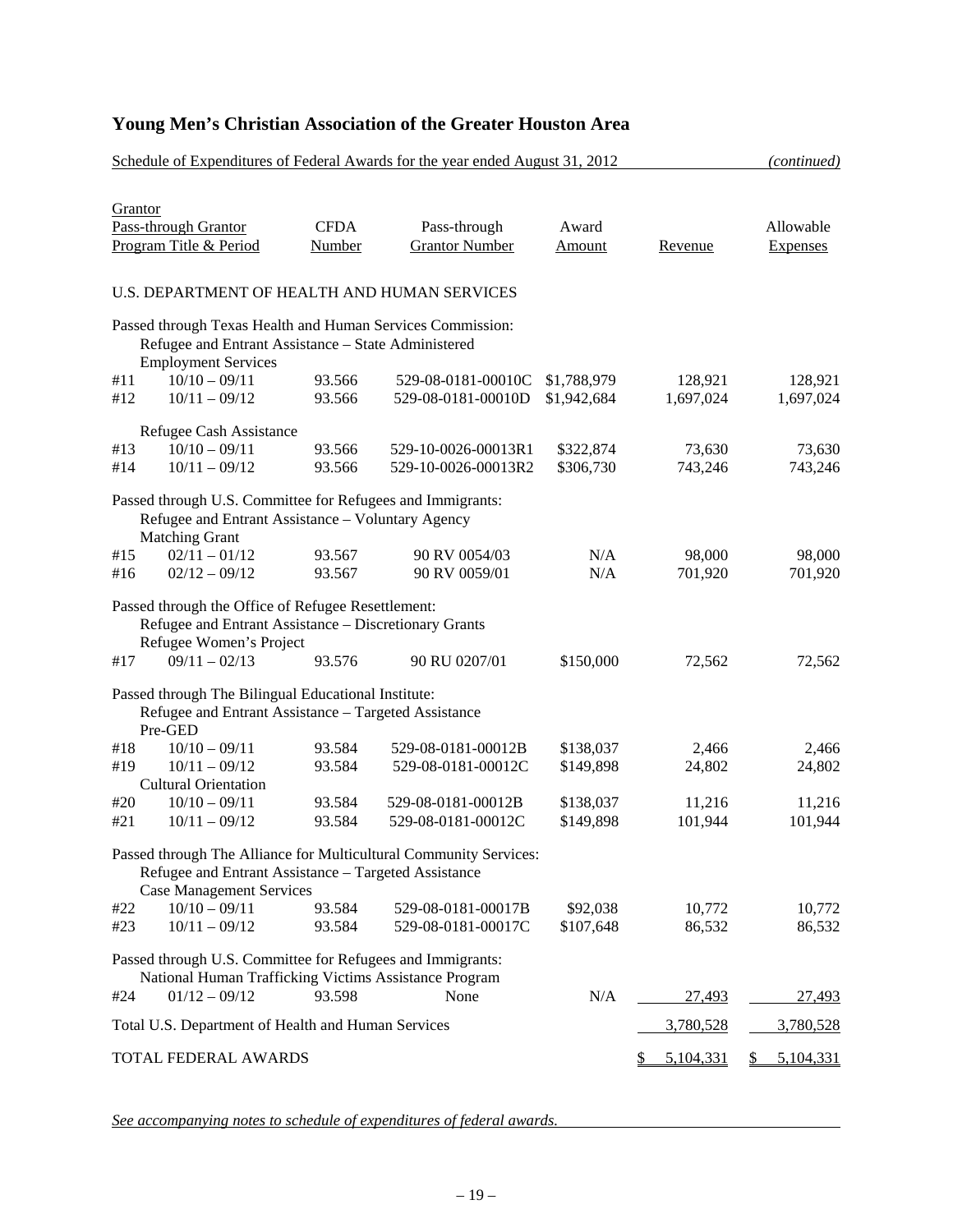# Young Men's Christian Association of the Greater Houston Area

Schedule of Expenditures of Federal Awards for the year ended August 31, 2012 *(continued)*

| Grantor<br>Pass-through Grantor<br>Program Title & Period | | CFDA Number | Pass-through Grantor Number | Award Amount | Revenue | Allowable Expenses |
|---|---|---|---|---|---|---|
| U.S. DEPARTMENT OF HEALTH AND HUMAN SERVICES | | | | | | |
| Passed through Texas Health and Human Services Commission: | | | | | | |
| Refugee and Entrant Assistance – State Administered Employment Services | | | | | | |
| #11 | 10/10 – 09/11 | 93.566 | 529-08-0181-00010C | $1,788,979 | 128,921 | 128,921 |
| #12 | 10/11 – 09/12 | 93.566 | 529-08-0181-00010D | $1,942,684 | 1,697,024 | 1,697,024 |
| Refugee Cash Assistance | | | | | | |
| #13 | 10/10 – 09/11 | 93.566 | 529-10-0026-00013R1 | $322,874 | 73,630 | 73,630 |
| #14 | 10/11 – 09/12 | 93.566 | 529-10-0026-00013R2 | $306,730 | 743,246 | 743,246 |
| Passed through U.S. Committee for Refugees and Immigrants: | | | | | | |
| Refugee and Entrant Assistance – Voluntary Agency Matching Grant | | | | | | |
| #15 | 02/11 – 01/12 | 93.567 | 90 RV 0054/03 | N/A | 98,000 | 98,000 |
| #16 | 02/12 – 09/12 | 93.567 | 90 RV 0059/01 | N/A | 701,920 | 701,920 |
| Passed through the Office of Refugee Resettlement: | | | | | | |
| Refugee and Entrant Assistance – Discretionary Grants Refugee Women's Project | | | | | | |
| #17 | 09/11 – 02/13 | 93.576 | 90 RU 0207/01 | $150,000 | 72,562 | 72,562 |
| Passed through The Bilingual Educational Institute: | | | | | | |
| Refugee and Entrant Assistance – Targeted Assistance Pre-GED | | | | | | |
| #18 | 10/10 – 09/11 | 93.584 | 529-08-0181-00012B | $138,037 | 2,466 | 2,466 |
| #19 | 10/11 – 09/12 | 93.584 | 529-08-0181-00012C | $149,898 | 24,802 | 24,802 |
| Cultural Orientation | | | | | | |
| #20 | 10/10 – 09/11 | 93.584 | 529-08-0181-00012B | $138,037 | 11,216 | 11,216 |
| #21 | 10/11 – 09/12 | 93.584 | 529-08-0181-00012C | $149,898 | 101,944 | 101,944 |
| Passed through The Alliance for Multicultural Community Services: | | | | | | |
| Refugee and Entrant Assistance – Targeted Assistance Case Management Services | | | | | | |
| #22 | 10/10 – 09/11 | 93.584 | 529-08-0181-00017B | $92,038 | 10,772 | 10,772 |
| #23 | 10/11 – 09/12 | 93.584 | 529-08-0181-00017C | $107,648 | 86,532 | 86,532 |
| Passed through U.S. Committee for Refugees and Immigrants: | | | | | | |
| National Human Trafficking Victims Assistance Program | | | | | | |
| #24 | 01/12 – 09/12 | 93.598 | None | N/A | 27,493 | 27,493 |
| Total U.S. Department of Health and Human Services | | | | | 3,780,528 | 3,780,528 |
| TOTAL FEDERAL AWARDS | | | | | $ 5,104,331 | $ 5,104,331 |

*See accompanying notes to schedule of expenditures of federal awards.*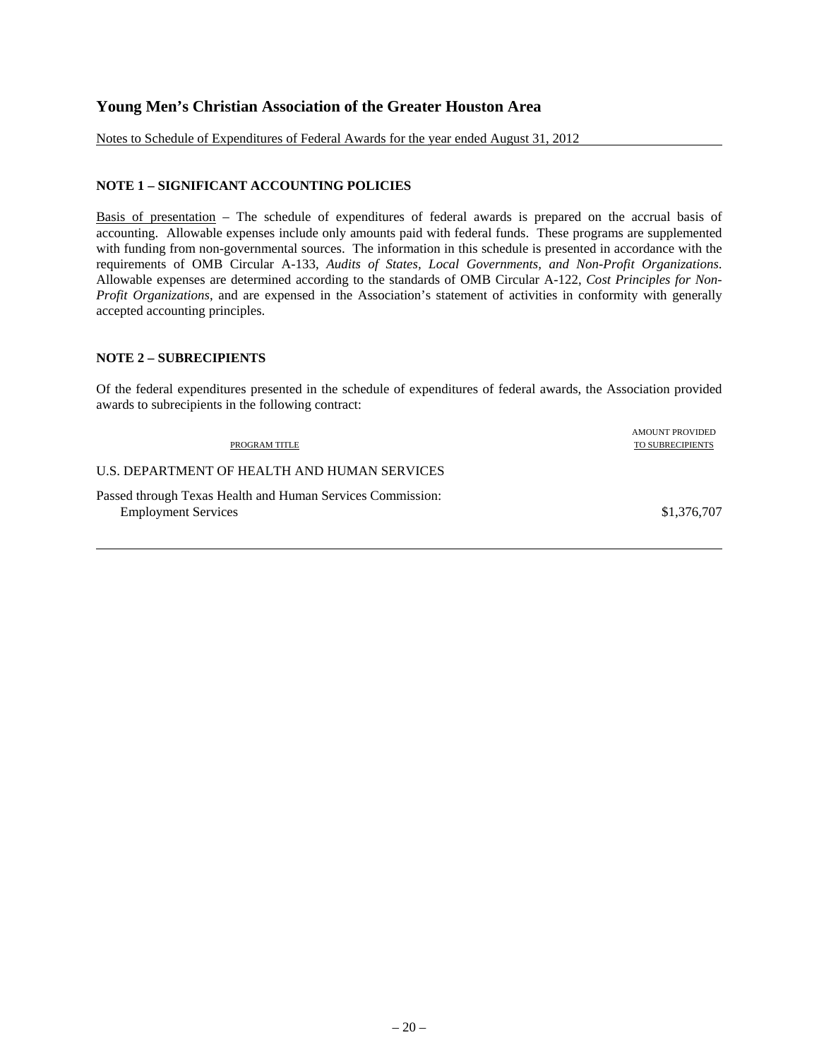# Young Men's Christian Association of the Greater Houston Area

Notes to Schedule of Expenditures of Federal Awards for the year ended August 31, 2012

## NOTE 1 – SIGNIFICANT ACCOUNTING POLICIES

Basis of presentation – The schedule of expenditures of federal awards is prepared on the accrual basis of accounting. Allowable expenses include only amounts paid with federal funds. These programs are supplemented with funding from non-governmental sources. The information in this schedule is presented in accordance with the requirements of OMB Circular A-133, *Audits of States, Local Governments, and Non-Profit Organizations*. Allowable expenses are determined according to the standards of OMB Circular A-122, *Cost Principles for Non-Profit Organizations*, and are expensed in the Association's statement of activities in conformity with generally accepted accounting principles.

## NOTE 2 – SUBRECIPIENTS

Of the federal expenditures presented in the schedule of expenditures of federal awards, the Association provided awards to subrecipients in the following contract:

| PROGRAM TITLE | AMOUNT PROVIDED TO SUBRECIPIENTS |
|---|---|
| U.S. DEPARTMENT OF HEALTH AND HUMAN SERVICES | |
| Passed through Texas Health and Human Services Commission: | |
| Employment Services | $1,376,707 |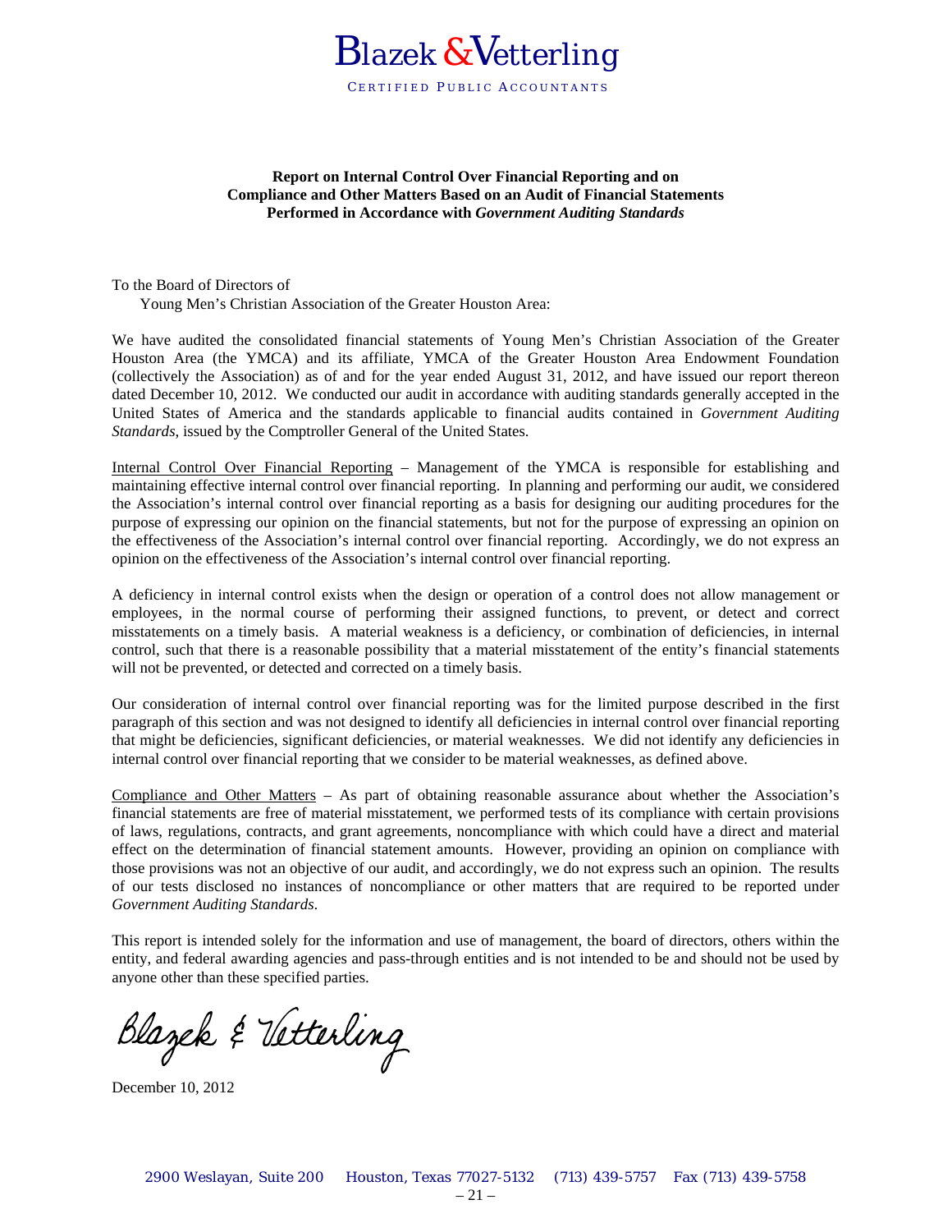Blazek & Vetterling

CERTIFIED PUBLIC ACCOUNTANTS

**Report on Internal Control Over Financial Reporting and on Compliance and Other Matters Based on an Audit of Financial Statements Performed in Accordance with *Government Auditing Standards***

To the Board of Directors of
Young Men's Christian Association of the Greater Houston Area:

We have audited the consolidated financial statements of Young Men's Christian Association of the Greater Houston Area (the YMCA) and its affiliate, YMCA of the Greater Houston Area Endowment Foundation (collectively the Association) as of and for the year ended August 31, 2012, and have issued our report thereon dated December 10, 2012. We conducted our audit in accordance with auditing standards generally accepted in the United States of America and the standards applicable to financial audits contained in *Government Auditing Standards*, issued by the Comptroller General of the United States.

Internal Control Over Financial Reporting – Management of the YMCA is responsible for establishing and maintaining effective internal control over financial reporting. In planning and performing our audit, we considered the Association's internal control over financial reporting as a basis for designing our auditing procedures for the purpose of expressing our opinion on the financial statements, but not for the purpose of expressing an opinion on the effectiveness of the Association's internal control over financial reporting. Accordingly, we do not express an opinion on the effectiveness of the Association's internal control over financial reporting.

A deficiency in internal control exists when the design or operation of a control does not allow management or employees, in the normal course of performing their assigned functions, to prevent, or detect and correct misstatements on a timely basis. A material weakness is a deficiency, or combination of deficiencies, in internal control, such that there is a reasonable possibility that a material misstatement of the entity's financial statements will not be prevented, or detected and corrected on a timely basis.

Our consideration of internal control over financial reporting was for the limited purpose described in the first paragraph of this section and was not designed to identify all deficiencies in internal control over financial reporting that might be deficiencies, significant deficiencies, or material weaknesses. We did not identify any deficiencies in internal control over financial reporting that we consider to be material weaknesses, as defined above.

Compliance and Other Matters – As part of obtaining reasonable assurance about whether the Association's financial statements are free of material misstatement, we performed tests of its compliance with certain provisions of laws, regulations, contracts, and grant agreements, noncompliance with which could have a direct and material effect on the determination of financial statement amounts. However, providing an opinion on compliance with those provisions was not an objective of our audit, and accordingly, we do not express such an opinion. The results of our tests disclosed no instances of noncompliance or other matters that are required to be reported under *Government Auditing Standards*.

This report is intended solely for the information and use of management, the board of directors, others within the entity, and federal awarding agencies and pass-through entities and is not intended to be and should not be used by anyone other than these specified parties.

Blazek & Vetterling

December 10, 2012

2900 Weslayan, Suite 200 Houston, Texas 77027-5132 (713) 439-5757 Fax (713) 439-5758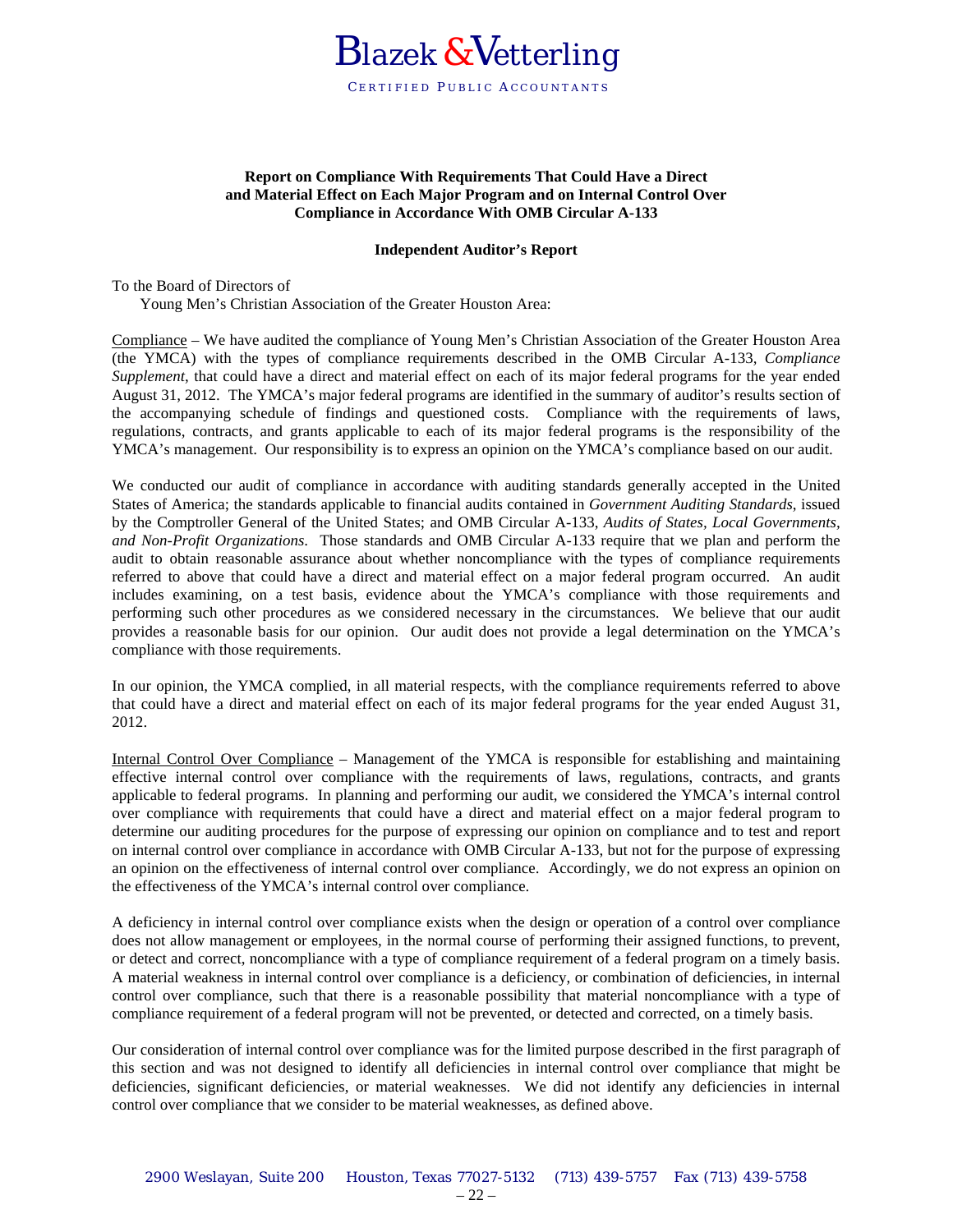# Blazek & Vetterling

CERTIFIED PUBLIC ACCOUNTANTS

**Report on Compliance With Requirements That Could Have a Direct and Material Effect on Each Major Program and on Internal Control Over Compliance in Accordance With OMB Circular A-133**

**Independent Auditor's Report**

To the Board of Directors of
Young Men's Christian Association of the Greater Houston Area:

Compliance – We have audited the compliance of Young Men's Christian Association of the Greater Houston Area (the YMCA) with the types of compliance requirements described in the OMB Circular A-133, *Compliance Supplement*, that could have a direct and material effect on each of its major federal programs for the year ended August 31, 2012. The YMCA's major federal programs are identified in the summary of auditor's results section of the accompanying schedule of findings and questioned costs. Compliance with the requirements of laws, regulations, contracts, and grants applicable to each of its major federal programs is the responsibility of the YMCA's management. Our responsibility is to express an opinion on the YMCA's compliance based on our audit.

We conducted our audit of compliance in accordance with auditing standards generally accepted in the United States of America; the standards applicable to financial audits contained in *Government Auditing Standards*, issued by the Comptroller General of the United States; and OMB Circular A-133, *Audits of States, Local Governments, and Non-Profit Organizations*. Those standards and OMB Circular A-133 require that we plan and perform the audit to obtain reasonable assurance about whether noncompliance with the types of compliance requirements referred to above that could have a direct and material effect on a major federal program occurred. An audit includes examining, on a test basis, evidence about the YMCA's compliance with those requirements and performing such other procedures as we considered necessary in the circumstances. We believe that our audit provides a reasonable basis for our opinion. Our audit does not provide a legal determination on the YMCA's compliance with those requirements.

In our opinion, the YMCA complied, in all material respects, with the compliance requirements referred to above that could have a direct and material effect on each of its major federal programs for the year ended August 31, 2012.

Internal Control Over Compliance – Management of the YMCA is responsible for establishing and maintaining effective internal control over compliance with the requirements of laws, regulations, contracts, and grants applicable to federal programs. In planning and performing our audit, we considered the YMCA's internal control over compliance with requirements that could have a direct and material effect on a major federal program to determine our auditing procedures for the purpose of expressing our opinion on compliance and to test and report on internal control over compliance in accordance with OMB Circular A-133, but not for the purpose of expressing an opinion on the effectiveness of internal control over compliance. Accordingly, we do not express an opinion on the effectiveness of the YMCA's internal control over compliance.

A deficiency in internal control over compliance exists when the design or operation of a control over compliance does not allow management or employees, in the normal course of performing their assigned functions, to prevent, or detect and correct, noncompliance with a type of compliance requirement of a federal program on a timely basis. A material weakness in internal control over compliance is a deficiency, or combination of deficiencies, in internal control over compliance, such that there is a reasonable possibility that material noncompliance with a type of compliance requirement of a federal program will not be prevented, or detected and corrected, on a timely basis.

Our consideration of internal control over compliance was for the limited purpose described in the first paragraph of this section and was not designed to identify all deficiencies in internal control over compliance that might be deficiencies, significant deficiencies, or material weaknesses. We did not identify any deficiencies in internal control over compliance that we consider to be material weaknesses, as defined above.

2900 Weslayan, Suite 200 Houston, Texas 77027-5132 (713) 439-5757 Fax (713) 439-5758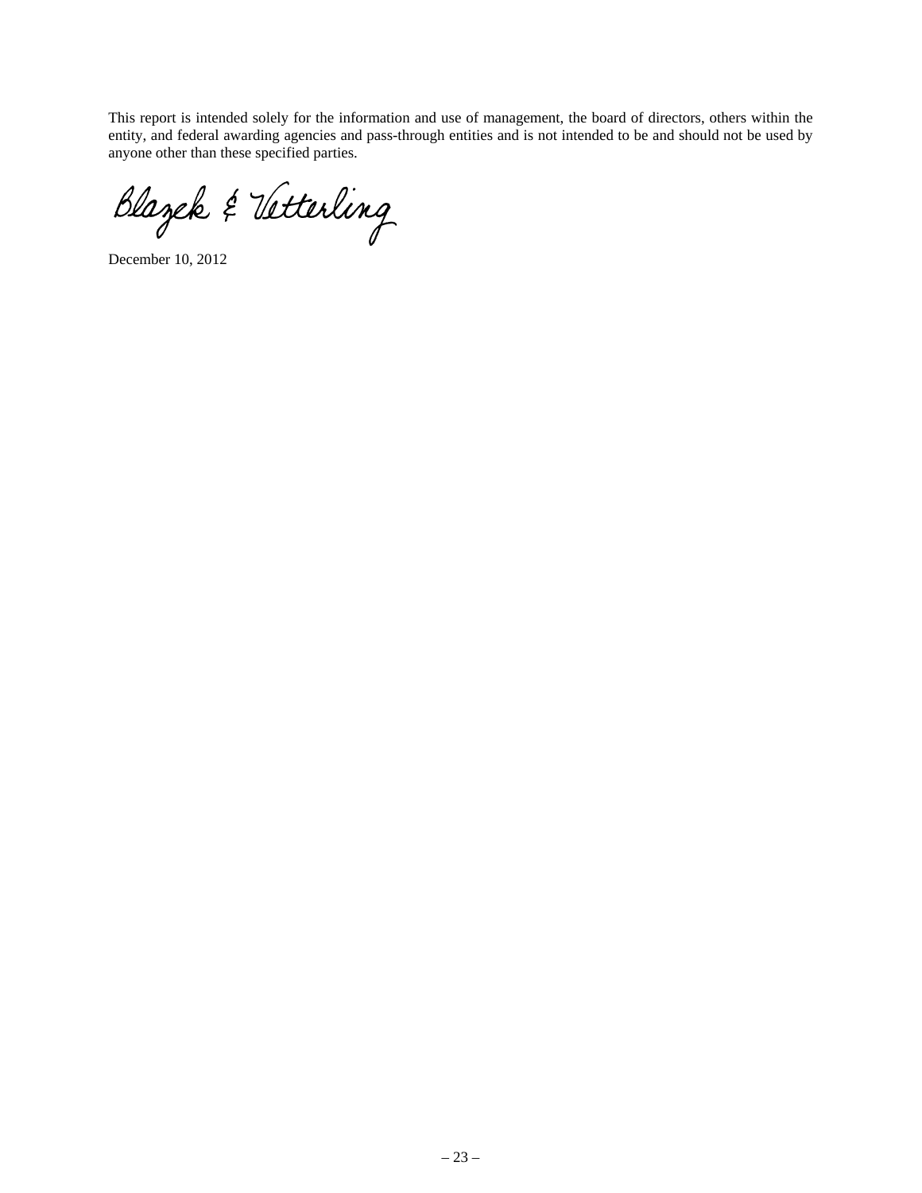This report is intended solely for the information and use of management, the board of directors, others within the entity, and federal awarding agencies and pass-through entities and is not intended to be and should not be used by anyone other than these specified parties.

Blazek & Vetterling

December 10, 2012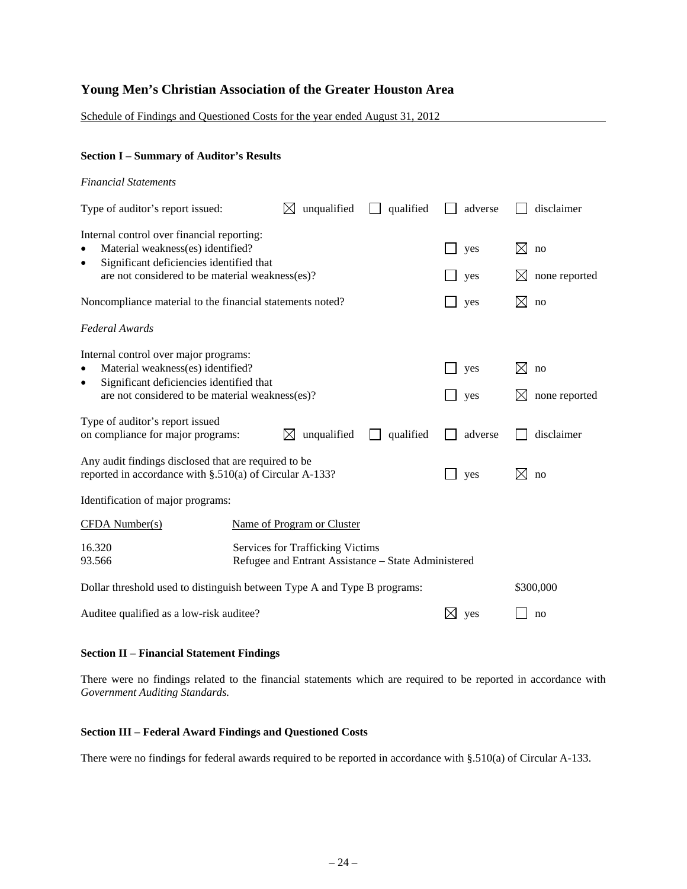# Young Men's Christian Association of the Greater Houston Area

Schedule of Findings and Questioned Costs for the year ended August 31, 2012

### Section I – Summary of Auditor's Results

*Financial Statements*

Type of auditor's report issued: ☒ unqualified ☐ qualified ☐ adverse ☐ disclaimer

Internal control over financial reporting:

- Material weakness(es) identified? ☐ yes ☒ no
- Significant deficiencies identified that are not considered to be material weakness(es)? ☐ yes ☒ none reported

Noncompliance material to the financial statements noted? ☐ yes ☒ no

*Federal Awards*

Internal control over major programs:

- Material weakness(es) identified? ☐ yes ☒ no
- Significant deficiencies identified that are not considered to be material weakness(es)? ☐ yes ☒ none reported

Type of auditor's report issued on compliance for major programs: ☒ unqualified ☐ qualified ☐ adverse ☐ disclaimer

Any audit findings disclosed that are required to be reported in accordance with §.510(a) of Circular A-133? ☐ yes ☒ no

Identification of major programs:

| CFDA Number(s) | Name of Program or Cluster |
|---|---|
| 16.320 | Services for Trafficking Victims |
| 93.566 | Refugee and Entrant Assistance – State Administered |

Dollar threshold used to distinguish between Type A and Type B programs: $300,000

Auditee qualified as a low-risk auditee? ☒ yes ☐ no

### Section II – Financial Statement Findings

There were no findings related to the financial statements which are required to be reported in accordance with *Government Auditing Standards.*

### Section III – Federal Award Findings and Questioned Costs

There were no findings for federal awards required to be reported in accordance with §.510(a) of Circular A-133.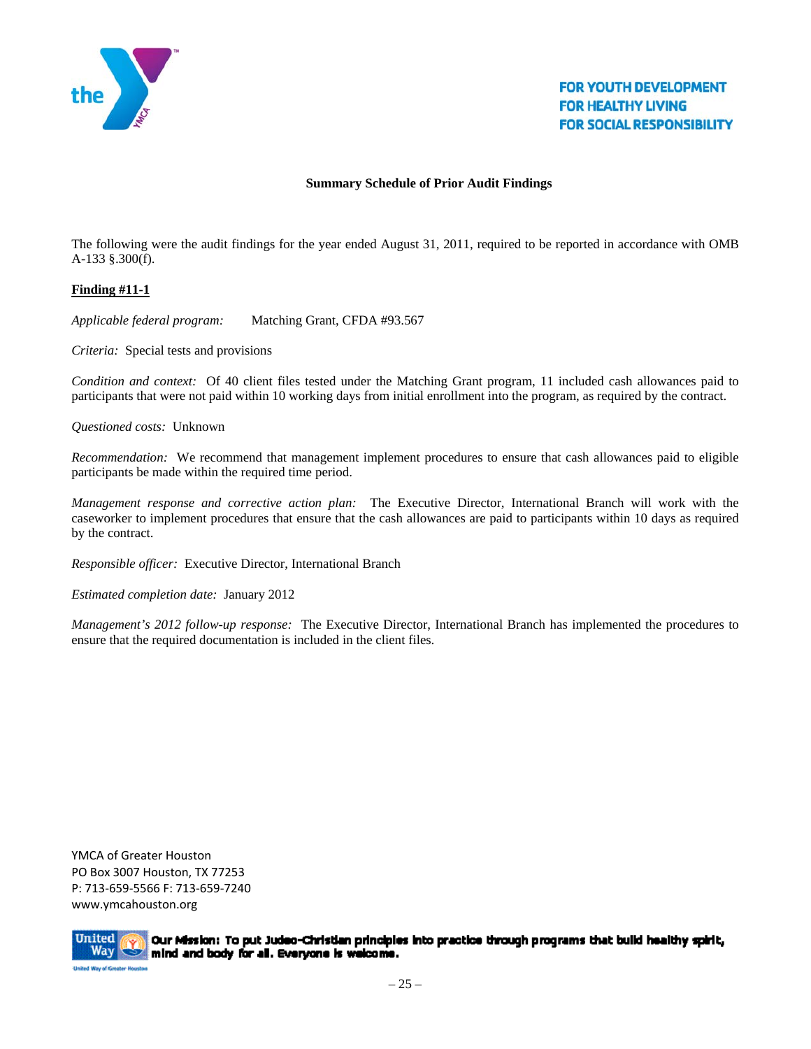FOR YOUTH DEVELOPMENT
FOR HEALTHY LIVING
FOR SOCIAL RESPONSIBILITY

**Summary Schedule of Prior Audit Findings**

The following were the audit findings for the year ended August 31, 2011, required to be reported in accordance with OMB A-133 §.300(f).

**Finding #11-1**

*Applicable federal program:* Matching Grant, CFDA #93.567

*Criteria:* Special tests and provisions

*Condition and context:* Of 40 client files tested under the Matching Grant program, 11 included cash allowances paid to participants that were not paid within 10 working days from initial enrollment into the program, as required by the contract.

*Questioned costs:* Unknown

*Recommendation:* We recommend that management implement procedures to ensure that cash allowances paid to eligible participants be made within the required time period.

*Management response and corrective action plan:* The Executive Director, International Branch will work with the caseworker to implement procedures that ensure that the cash allowances are paid to participants within 10 days as required by the contract.

*Responsible officer:* Executive Director, International Branch

*Estimated completion date:* January 2012

*Management's 2012 follow-up response:* The Executive Director, International Branch has implemented the procedures to ensure that the required documentation is included in the client files.

YMCA of Greater Houston
PO Box 3007 Houston, TX 77253
P: 713-659-5566 F: 713-659-7240
www.ymcahouston.org

**Our Mission: To put Judeo-Christian principles into practice through programs that build healthy spirit, mind and body for all. Everyone is welcome.**